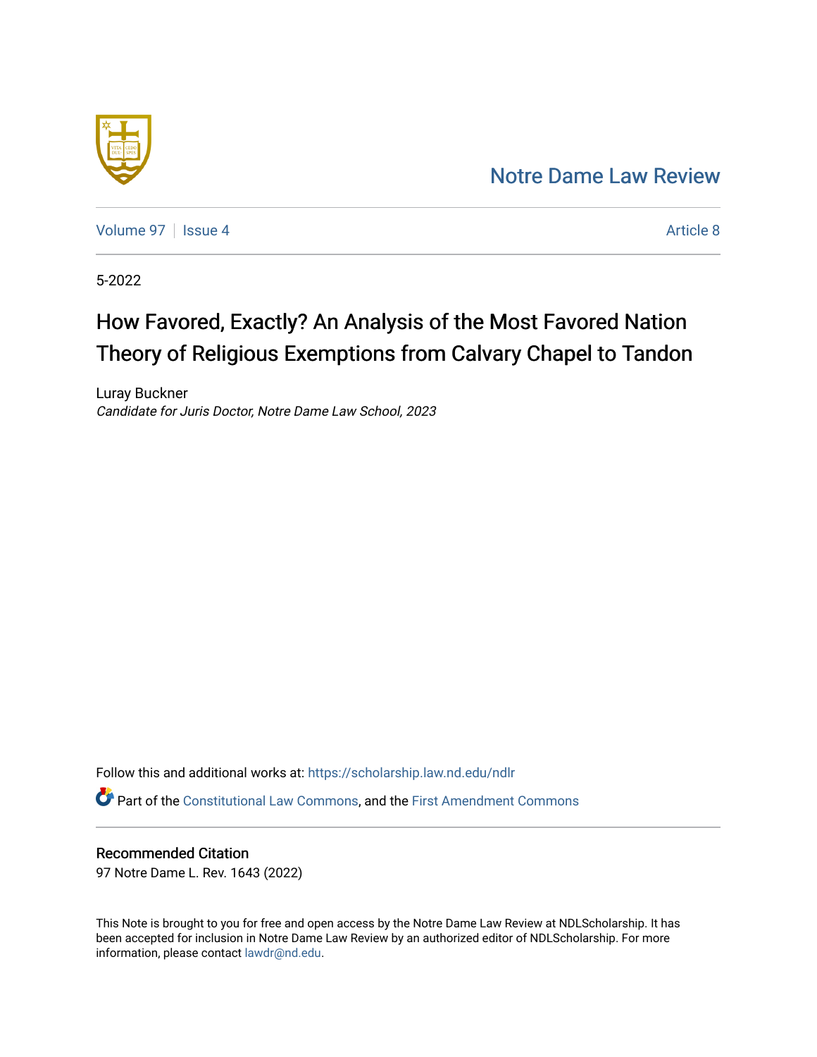Notre Dame Law Review

Volume 97 | Issue 4 | Article 8

5-2022

# How Favored, Exactly? An Analysis of the Most Favored Nation Theory of Religious Exemptions from Calvary Chapel to Tandon

Luray Buckner
*Candidate for Juris Doctor, Notre Dame Law School, 2023*

Follow this and additional works at: https://scholarship.law.nd.edu/ndlr

Part of the Constitutional Law Commons, and the First Amendment Commons

## Recommended Citation

97 Notre Dame L. Rev. 1643 (2022)

This Note is brought to you for free and open access by the Notre Dame Law Review at NDLScholarship. It has been accepted for inclusion in Notre Dame Law Review by an authorized editor of NDLScholarship. For more information, please contact lawdr@nd.edu.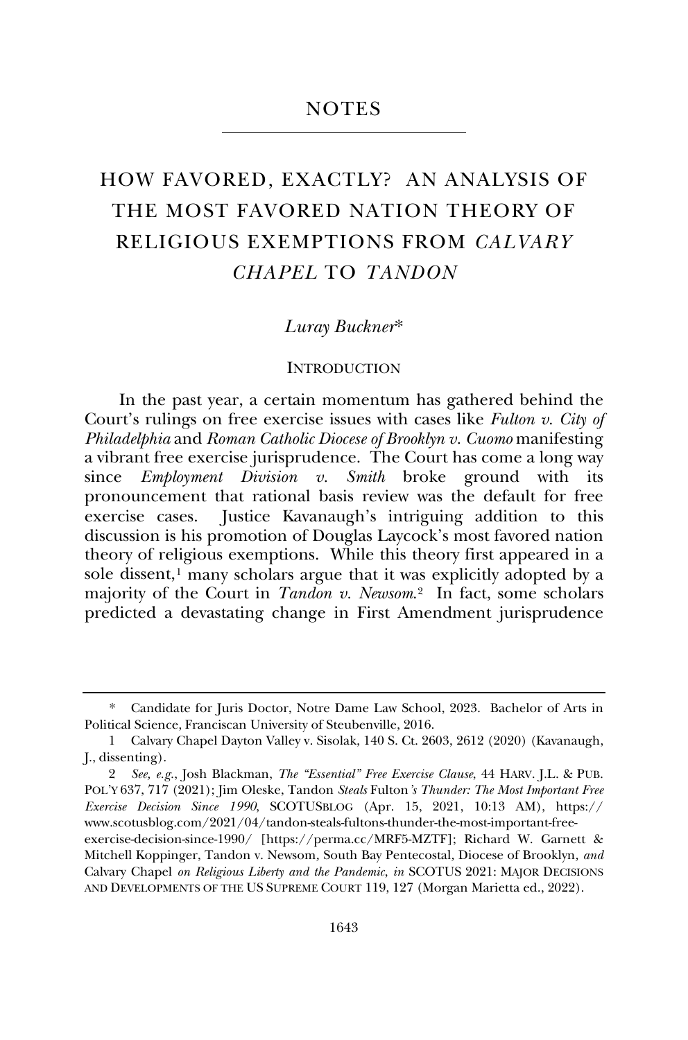## NOTES

# HOW FAVORED, EXACTLY? AN ANALYSIS OF THE MOST FAVORED NATION THEORY OF RELIGIOUS EXEMPTIONS FROM *CALVARY CHAPEL* TO *TANDON*

*Luray Buckner\**

### INTRODUCTION

In the past year, a certain momentum has gathered behind the Court's rulings on free exercise issues with cases like *Fulton v. City of Philadelphia* and *Roman Catholic Diocese of Brooklyn v. Cuomo* manifesting a vibrant free exercise jurisprudence. The Court has come a long way since *Employment Division v. Smith* broke ground with its pronouncement that rational basis review was the default for free exercise cases. Justice Kavanaugh's intriguing addition to this discussion is his promotion of Douglas Laycock's most favored nation theory of religious exemptions. While this theory first appeared in a sole dissent,[1] many scholars argue that it was explicitly adopted by a majority of the Court in *Tandon v. Newsom*.[2] In fact, some scholars predicted a devastating change in First Amendment jurisprudence

---

\* Candidate for Juris Doctor, Notre Dame Law School, 2023. Bachelor of Arts in Political Science, Franciscan University of Steubenville, 2016.

1 Calvary Chapel Dayton Valley v. Sisolak, 140 S. Ct. 2603, 2612 (2020) (Kavanaugh, J., dissenting).

2 *See, e.g.*, Josh Blackman, *The "Essential" Free Exercise Clause*, 44 HARV. J.L. & PUB. POL'Y 637, 717 (2021); Jim Oleske, Tandon *Steals* Fulton*'s Thunder: The Most Important Free Exercise Decision Since 1990*, SCOTUSBLOG (Apr. 15, 2021, 10:13 AM), https://www.scotusblog.com/2021/04/tandon-steals-fultons-thunder-the-most-important-free-exercise-decision-since-1990/ [https://perma.cc/MRF5-MZTF]; Richard W. Garnett & Mitchell Koppinger, Tandon v. Newsom, South Bay Pentecostal, Diocese of Brooklyn, *and* Calvary Chapel *on Religious Liberty and the Pandemic*, *in* SCOTUS 2021: MAJOR DECISIONS AND DEVELOPMENTS OF THE US SUPREME COURT 119, 127 (Morgan Marietta ed., 2022).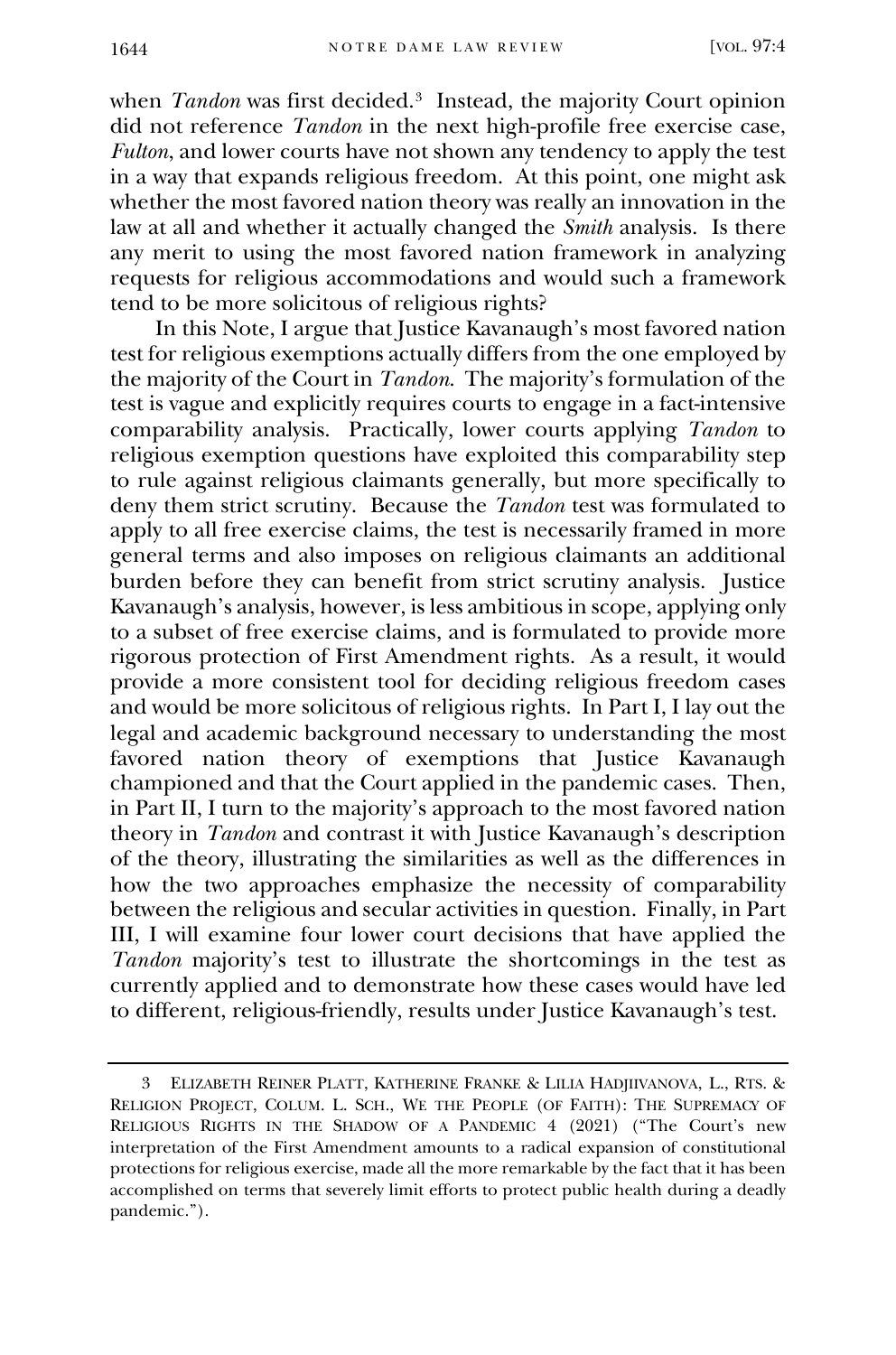when *Tandon* was first decided.[3] Instead, the majority Court opinion did not reference *Tandon* in the next high-profile free exercise case, *Fulton*, and lower courts have not shown any tendency to apply the test in a way that expands religious freedom. At this point, one might ask whether the most favored nation theory was really an innovation in the law at all and whether it actually changed the *Smith* analysis. Is there any merit to using the most favored nation framework in analyzing requests for religious accommodations and would such a framework tend to be more solicitous of religious rights?

In this Note, I argue that Justice Kavanaugh's most favored nation test for religious exemptions actually differs from the one employed by the majority of the Court in *Tandon*. The majority's formulation of the test is vague and explicitly requires courts to engage in a fact-intensive comparability analysis. Practically, lower courts applying *Tandon* to religious exemption questions have exploited this comparability step to rule against religious claimants generally, but more specifically to deny them strict scrutiny. Because the *Tandon* test was formulated to apply to all free exercise claims, the test is necessarily framed in more general terms and also imposes on religious claimants an additional burden before they can benefit from strict scrutiny analysis. Justice Kavanaugh's analysis, however, is less ambitious in scope, applying only to a subset of free exercise claims, and is formulated to provide more rigorous protection of First Amendment rights. As a result, it would provide a more consistent tool for deciding religious freedom cases and would be more solicitous of religious rights. In Part I, I lay out the legal and academic background necessary to understanding the most favored nation theory of exemptions that Justice Kavanaugh championed and that the Court applied in the pandemic cases. Then, in Part II, I turn to the majority's approach to the most favored nation theory in *Tandon* and contrast it with Justice Kavanaugh's description of the theory, illustrating the similarities as well as the differences in how the two approaches emphasize the necessity of comparability between the religious and secular activities in question. Finally, in Part III, I will examine four lower court decisions that have applied the *Tandon* majority's test to illustrate the shortcomings in the test as currently applied and to demonstrate how these cases would have led to different, religious-friendly, results under Justice Kavanaugh's test.

---

3 ELIZABETH REINER PLATT, KATHERINE FRANKE & LILIA HADJIIVANOVA, L., RTS. & RELIGION PROJECT, COLUM. L. SCH., WE THE PEOPLE (OF FAITH): THE SUPREMACY OF RELIGIOUS RIGHTS IN THE SHADOW OF A PANDEMIC 4 (2021) ("The Court's new interpretation of the First Amendment amounts to a radical expansion of constitutional protections for religious exercise, made all the more remarkable by the fact that it has been accomplished on terms that severely limit efforts to protect public health during a deadly pandemic.").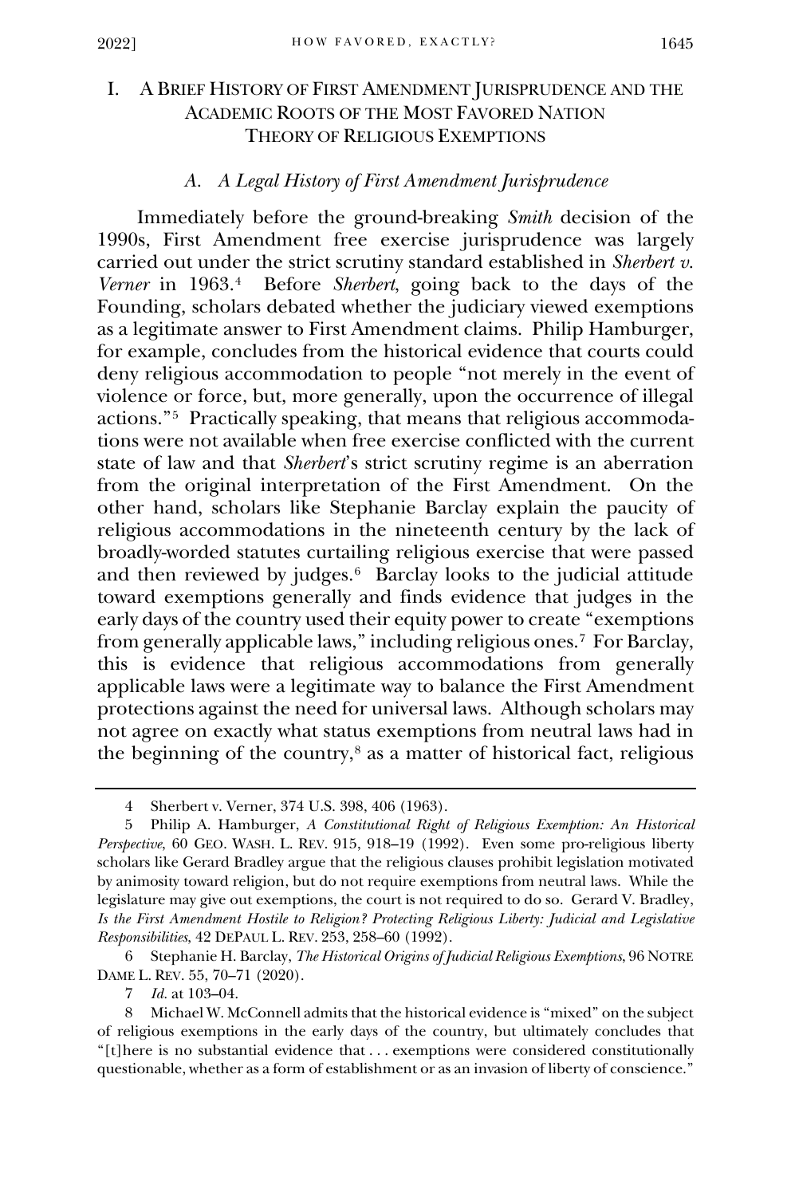## I. A BRIEF HISTORY OF FIRST AMENDMENT JURISPRUDENCE AND THE ACADEMIC ROOTS OF THE MOST FAVORED NATION THEORY OF RELIGIOUS EXEMPTIONS

### A. A Legal History of First Amendment Jurisprudence

Immediately before the ground-breaking *Smith* decision of the 1990s, First Amendment free exercise jurisprudence was largely carried out under the strict scrutiny standard established in *Sherbert v. Verner* in 1963.[4] Before *Sherbert*, going back to the days of the Founding, scholars debated whether the judiciary viewed exemptions as a legitimate answer to First Amendment claims. Philip Hamburger, for example, concludes from the historical evidence that courts could deny religious accommodation to people "not merely in the event of violence or force, but, more generally, upon the occurrence of illegal actions."[5] Practically speaking, that means that religious accommodations were not available when free exercise conflicted with the current state of law and that *Sherbert*'s strict scrutiny regime is an aberration from the original interpretation of the First Amendment. On the other hand, scholars like Stephanie Barclay explain the paucity of religious accommodations in the nineteenth century by the lack of broadly-worded statutes curtailing religious exercise that were passed and then reviewed by judges.[6] Barclay looks to the judicial attitude toward exemptions generally and finds evidence that judges in the early days of the country used their equity power to create "exemptions from generally applicable laws," including religious ones.[7] For Barclay, this is evidence that religious accommodations from generally applicable laws were a legitimate way to balance the First Amendment protections against the need for universal laws. Although scholars may not agree on exactly what status exemptions from neutral laws had in the beginning of the country,[8] as a matter of historical fact, religious

---

4 Sherbert v. Verner, 374 U.S. 398, 406 (1963).

5 Philip A. Hamburger, *A Constitutional Right of Religious Exemption: An Historical Perspective*, 60 GEO. WASH. L. REV. 915, 918–19 (1992). Even some pro-religious liberty scholars like Gerard Bradley argue that the religious clauses prohibit legislation motivated by animosity toward religion, but do not require exemptions from neutral laws. While the legislature may give out exemptions, the court is not required to do so. Gerard V. Bradley, *Is the First Amendment Hostile to Religion? Protecting Religious Liberty: Judicial and Legislative Responsibilities*, 42 DEPAUL L. REV. 253, 258–60 (1992).

6 Stephanie H. Barclay, *The Historical Origins of Judicial Religious Exemptions*, 96 NOTRE DAME L. REV. 55, 70–71 (2020).

7 *Id.* at 103–04.

8 Michael W. McConnell admits that the historical evidence is "mixed" on the subject of religious exemptions in the early days of the country, but ultimately concludes that "[t]here is no substantial evidence that . . . exemptions were considered constitutionally questionable, whether as a form of establishment or as an invasion of liberty of conscience."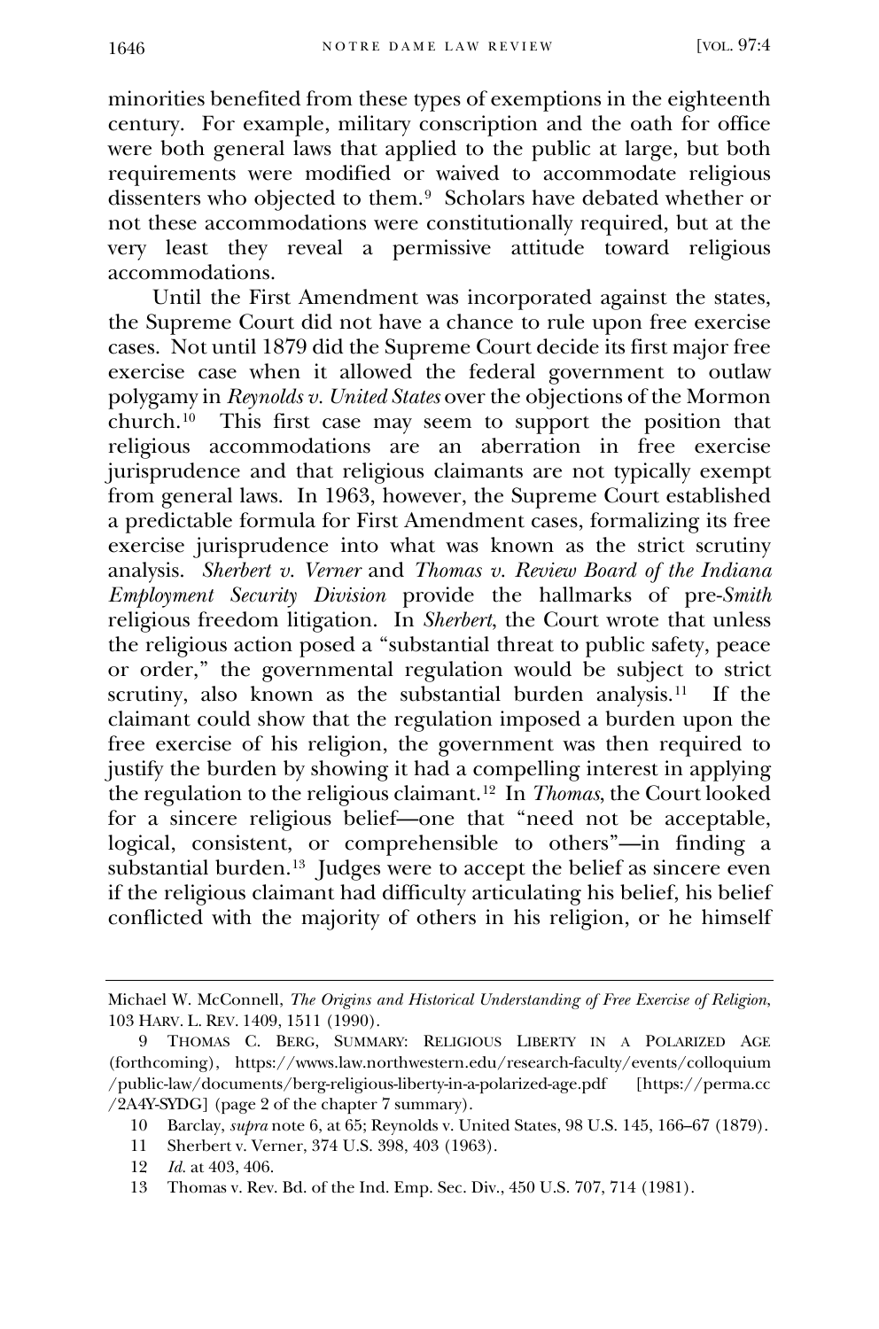minorities benefited from these types of exemptions in the eighteenth century. For example, military conscription and the oath for office were both general laws that applied to the public at large, but both requirements were modified or waived to accommodate religious dissenters who objected to them.[9] Scholars have debated whether or not these accommodations were constitutionally required, but at the very least they reveal a permissive attitude toward religious accommodations.

Until the First Amendment was incorporated against the states, the Supreme Court did not have a chance to rule upon free exercise cases. Not until 1879 did the Supreme Court decide its first major free exercise case when it allowed the federal government to outlaw polygamy in *Reynolds v. United States* over the objections of the Mormon church.[10] This first case may seem to support the position that religious accommodations are an aberration in free exercise jurisprudence and that religious claimants are not typically exempt from general laws. In 1963, however, the Supreme Court established a predictable formula for First Amendment cases, formalizing its free exercise jurisprudence into what was known as the strict scrutiny analysis. *Sherbert v. Verner* and *Thomas v. Review Board of the Indiana Employment Security Division* provide the hallmarks of pre-*Smith* religious freedom litigation. In *Sherbert*, the Court wrote that unless the religious action posed a "substantial threat to public safety, peace or order," the governmental regulation would be subject to strict scrutiny, also known as the substantial burden analysis.[11] If the claimant could show that the regulation imposed a burden upon the free exercise of his religion, the government was then required to justify the burden by showing it had a compelling interest in applying the regulation to the religious claimant.[12] In *Thomas*, the Court looked for a sincere religious belief—one that "need not be acceptable, logical, consistent, or comprehensible to others"—in finding a substantial burden.[13] Judges were to accept the belief as sincere even if the religious claimant had difficulty articulating his belief, his belief conflicted with the majority of others in his religion, or he himself

---

Michael W. McConnell, *The Origins and Historical Understanding of Free Exercise of Religion*, 103 HARV. L. REV. 1409, 1511 (1990).

9 THOMAS C. BERG, SUMMARY: RELIGIOUS LIBERTY IN A POLARIZED AGE (forthcoming), https://wwws.law.northwestern.edu/research-faculty/events/colloquium/public-law/documents/berg-religious-liberty-in-a-polarized-age.pdf [https://perma.cc/2A4Y-SYDG] (page 2 of the chapter 7 summary).

10 Barclay, *supra* note 6, at 65; Reynolds v. United States, 98 U.S. 145, 166–67 (1879).

11 Sherbert v. Verner, 374 U.S. 398, 403 (1963).

12 *Id.* at 403, 406.

13 Thomas v. Rev. Bd. of the Ind. Emp. Sec. Div., 450 U.S. 707, 714 (1981).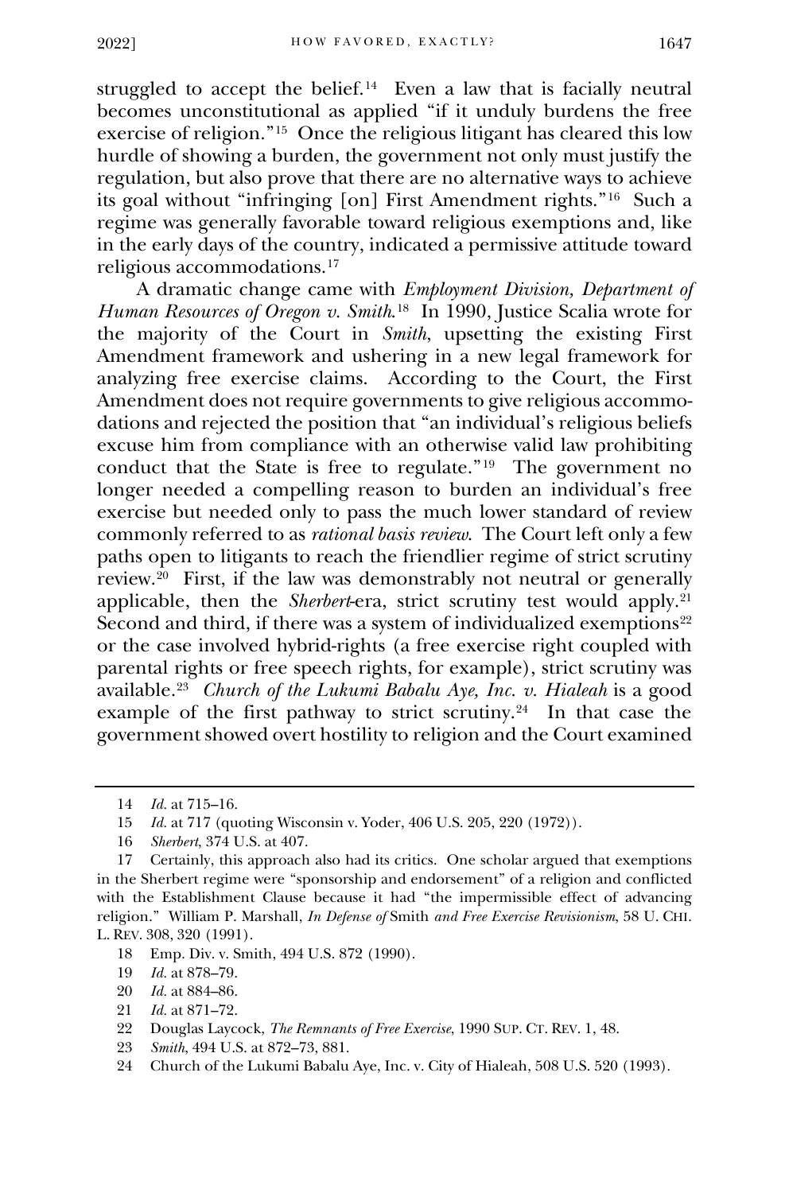struggled to accept the belief.[14] Even a law that is facially neutral becomes unconstitutional as applied "if it unduly burdens the free exercise of religion."[15] Once the religious litigant has cleared this low hurdle of showing a burden, the government not only must justify the regulation, but also prove that there are no alternative ways to achieve its goal without "infringing [on] First Amendment rights."[16] Such a regime was generally favorable toward religious exemptions and, like in the early days of the country, indicated a permissive attitude toward religious accommodations.[17]

A dramatic change came with *Employment Division, Department of Human Resources of Oregon v. Smith*.[18] In 1990, Justice Scalia wrote for the majority of the Court in *Smith*, upsetting the existing First Amendment framework and ushering in a new legal framework for analyzing free exercise claims. According to the Court, the First Amendment does not require governments to give religious accommodations and rejected the position that "an individual's religious beliefs excuse him from compliance with an otherwise valid law prohibiting conduct that the State is free to regulate."[19] The government no longer needed a compelling reason to burden an individual's free exercise but needed only to pass the much lower standard of review commonly referred to as *rational basis review*. The Court left only a few paths open to litigants to reach the friendlier regime of strict scrutiny review.[20] First, if the law was demonstrably not neutral or generally applicable, then the *Sherbert*-era, strict scrutiny test would apply.[21] Second and third, if there was a system of individualized exemptions[22] or the case involved hybrid-rights (a free exercise right coupled with parental rights or free speech rights, for example), strict scrutiny was available.[23] *Church of the Lukumi Babalu Aye, Inc. v. Hialeah* is a good example of the first pathway to strict scrutiny.[24] In that case the government showed overt hostility to religion and the Court examined

---

14 *Id.* at 715–16.

15 *Id.* at 717 (quoting Wisconsin v. Yoder, 406 U.S. 205, 220 (1972)).

16 *Sherbert*, 374 U.S. at 407.

17 Certainly, this approach also had its critics. One scholar argued that exemptions in the Sherbert regime were "sponsorship and endorsement" of a religion and conflicted with the Establishment Clause because it had "the impermissible effect of advancing religion." William P. Marshall, *In Defense of* Smith *and Free Exercise Revisionism*, 58 U. CHI. L. REV. 308, 320 (1991).

18 Emp. Div. v. Smith, 494 U.S. 872 (1990).

19 *Id.* at 878–79.

20 *Id.* at 884–86.

21 *Id.* at 871–72.

22 Douglas Laycock, *The Remnants of Free Exercise*, 1990 SUP. CT. REV. 1, 48.

23 *Smith*, 494 U.S. at 872–73, 881.

24 Church of the Lukumi Babalu Aye, Inc. v. City of Hialeah, 508 U.S. 520 (1993).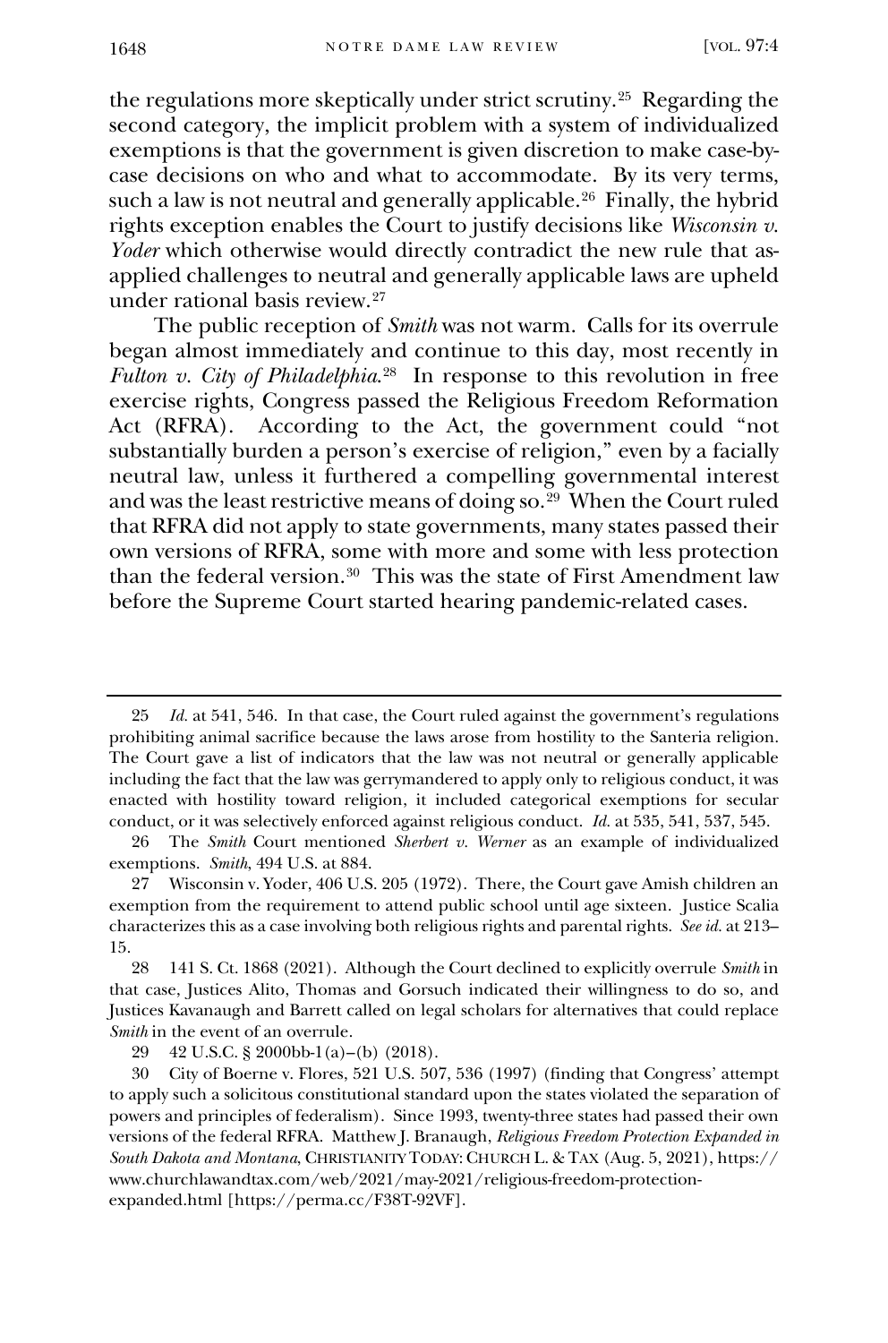the regulations more skeptically under strict scrutiny.[25] Regarding the second category, the implicit problem with a system of individualized exemptions is that the government is given discretion to make case-by-case decisions on who and what to accommodate. By its very terms, such a law is not neutral and generally applicable.[26] Finally, the hybrid rights exception enables the Court to justify decisions like *Wisconsin v. Yoder* which otherwise would directly contradict the new rule that as-applied challenges to neutral and generally applicable laws are upheld under rational basis review.[27]

The public reception of *Smith* was not warm. Calls for its overrule began almost immediately and continue to this day, most recently in *Fulton v. City of Philadelphia*.[28] In response to this revolution in free exercise rights, Congress passed the Religious Freedom Reformation Act (RFRA). According to the Act, the government could "not substantially burden a person's exercise of religion," even by a facially neutral law, unless it furthered a compelling governmental interest and was the least restrictive means of doing so.[29] When the Court ruled that RFRA did not apply to state governments, many states passed their own versions of RFRA, some with more and some with less protection than the federal version.[30] This was the state of First Amendment law before the Supreme Court started hearing pandemic-related cases.

---

25 *Id.* at 541, 546. In that case, the Court ruled against the government's regulations prohibiting animal sacrifice because the laws arose from hostility to the Santeria religion. The Court gave a list of indicators that the law was not neutral or generally applicable including the fact that the law was gerrymandered to apply only to religious conduct, it was enacted with hostility toward religion, it included categorical exemptions for secular conduct, or it was selectively enforced against religious conduct. *Id.* at 535, 541, 537, 545.

26 The *Smith* Court mentioned *Sherbert v. Werner* as an example of individualized exemptions. *Smith*, 494 U.S. at 884.

27 Wisconsin v. Yoder, 406 U.S. 205 (1972). There, the Court gave Amish children an exemption from the requirement to attend public school until age sixteen. Justice Scalia characterizes this as a case involving both religious rights and parental rights. *See id.* at 213–15.

28 141 S. Ct. 1868 (2021). Although the Court declined to explicitly overrule *Smith* in that case, Justices Alito, Thomas and Gorsuch indicated their willingness to do so, and Justices Kavanaugh and Barrett called on legal scholars for alternatives that could replace *Smith* in the event of an overrule.

29 42 U.S.C. § 2000bb-1(a)–(b) (2018).

30 City of Boerne v. Flores, 521 U.S. 507, 536 (1997) (finding that Congress' attempt to apply such a solicitous constitutional standard upon the states violated the separation of powers and principles of federalism). Since 1993, twenty-three states had passed their own versions of the federal RFRA. Matthew J. Branaugh, *Religious Freedom Protection Expanded in South Dakota and Montana*, CHRISTIANITY TODAY: CHURCH L. & TAX (Aug. 5, 2021), https://www.churchlawandtax.com/web/2021/may-2021/religious-freedom-protection-expanded.html [https://perma.cc/F38T-92VF].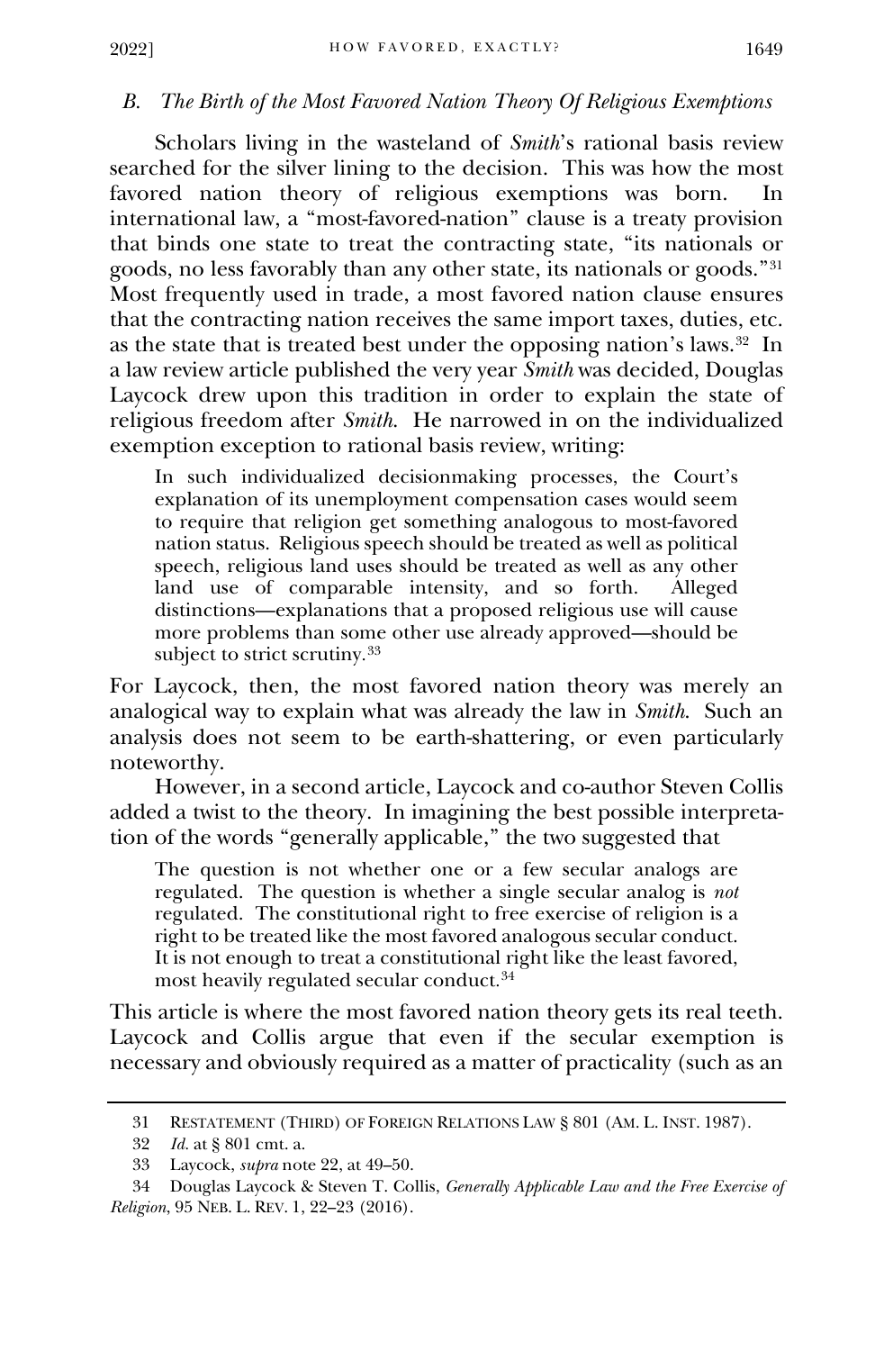### *B. The Birth of the Most Favored Nation Theory Of Religious Exemptions*

Scholars living in the wasteland of *Smith*'s rational basis review searched for the silver lining to the decision. This was how the most favored nation theory of religious exemptions was born. In international law, a "most-favored-nation" clause is a treaty provision that binds one state to treat the contracting state, "its nationals or goods, no less favorably than any other state, its nationals or goods."[31] Most frequently used in trade, a most favored nation clause ensures that the contracting nation receives the same import taxes, duties, etc. as the state that is treated best under the opposing nation's laws.[32] In a law review article published the very year *Smith* was decided, Douglas Laycock drew upon this tradition in order to explain the state of religious freedom after *Smith*. He narrowed in on the individualized exemption exception to rational basis review, writing:

> In such individualized decisionmaking processes, the Court's explanation of its unemployment compensation cases would seem to require that religion get something analogous to most-favored nation status. Religious speech should be treated as well as political speech, religious land uses should be treated as well as any other land use of comparable intensity, and so forth. Alleged distinctions—explanations that a proposed religious use will cause more problems than some other use already approved—should be subject to strict scrutiny.[33]

For Laycock, then, the most favored nation theory was merely an analogical way to explain what was already the law in *Smith*. Such an analysis does not seem to be earth-shattering, or even particularly noteworthy.

However, in a second article, Laycock and co-author Steven Collis added a twist to the theory. In imagining the best possible interpretation of the words "generally applicable," the two suggested that

> The question is not whether one or a few secular analogs are regulated. The question is whether a single secular analog is *not* regulated. The constitutional right to free exercise of religion is a right to be treated like the most favored analogous secular conduct. It is not enough to treat a constitutional right like the least favored, most heavily regulated secular conduct.[34]

This article is where the most favored nation theory gets its real teeth. Laycock and Collis argue that even if the secular exemption is necessary and obviously required as a matter of practicality (such as an

---

31 RESTATEMENT (THIRD) OF FOREIGN RELATIONS LAW § 801 (AM. L. INST. 1987).

32 *Id.* at § 801 cmt. a.

33 Laycock, *supra* note 22, at 49–50.

34 Douglas Laycock & Steven T. Collis, *Generally Applicable Law and the Free Exercise of Religion*, 95 NEB. L. REV. 1, 22–23 (2016).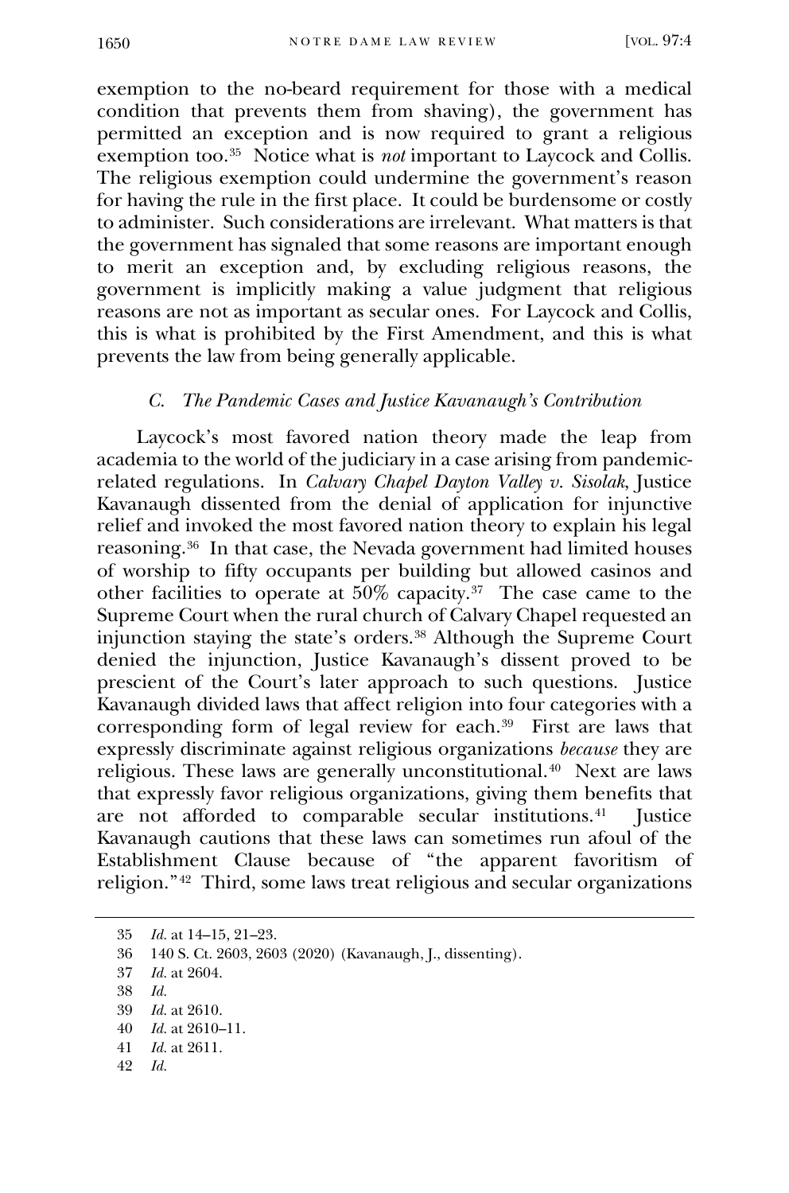exemption to the no-beard requirement for those with a medical condition that prevents them from shaving), the government has permitted an exception and is now required to grant a religious exemption too.[35] Notice what is *not* important to Laycock and Collis. The religious exemption could undermine the government's reason for having the rule in the first place. It could be burdensome or costly to administer. Such considerations are irrelevant. What matters is that the government has signaled that some reasons are important enough to merit an exception and, by excluding religious reasons, the government is implicitly making a value judgment that religious reasons are not as important as secular ones. For Laycock and Collis, this is what is prohibited by the First Amendment, and this is what prevents the law from being generally applicable.

### *C. The Pandemic Cases and Justice Kavanaugh's Contribution*

Laycock's most favored nation theory made the leap from academia to the world of the judiciary in a case arising from pandemic-related regulations. In *Calvary Chapel Dayton Valley v. Sisolak*, Justice Kavanaugh dissented from the denial of application for injunctive relief and invoked the most favored nation theory to explain his legal reasoning.[36] In that case, the Nevada government had limited houses of worship to fifty occupants per building but allowed casinos and other facilities to operate at 50% capacity.[37] The case came to the Supreme Court when the rural church of Calvary Chapel requested an injunction staying the state's orders.[38] Although the Supreme Court denied the injunction, Justice Kavanaugh's dissent proved to be prescient of the Court's later approach to such questions. Justice Kavanaugh divided laws that affect religion into four categories with a corresponding form of legal review for each.[39] First are laws that expressly discriminate against religious organizations *because* they are religious. These laws are generally unconstitutional.[40] Next are laws that expressly favor religious organizations, giving them benefits that are not afforded to comparable secular institutions.[41] Justice Kavanaugh cautions that these laws can sometimes run afoul of the Establishment Clause because of "the apparent favoritism of religion."[42] Third, some laws treat religious and secular organizations

---

35 *Id.* at 14–15, 21–23.

36 140 S. Ct. 2603, 2603 (2020) (Kavanaugh, J., dissenting).

37 *Id.* at 2604.

38 *Id.*

39 *Id.* at 2610.

40 *Id.* at 2610–11.

41 *Id.* at 2611.

42 *Id.*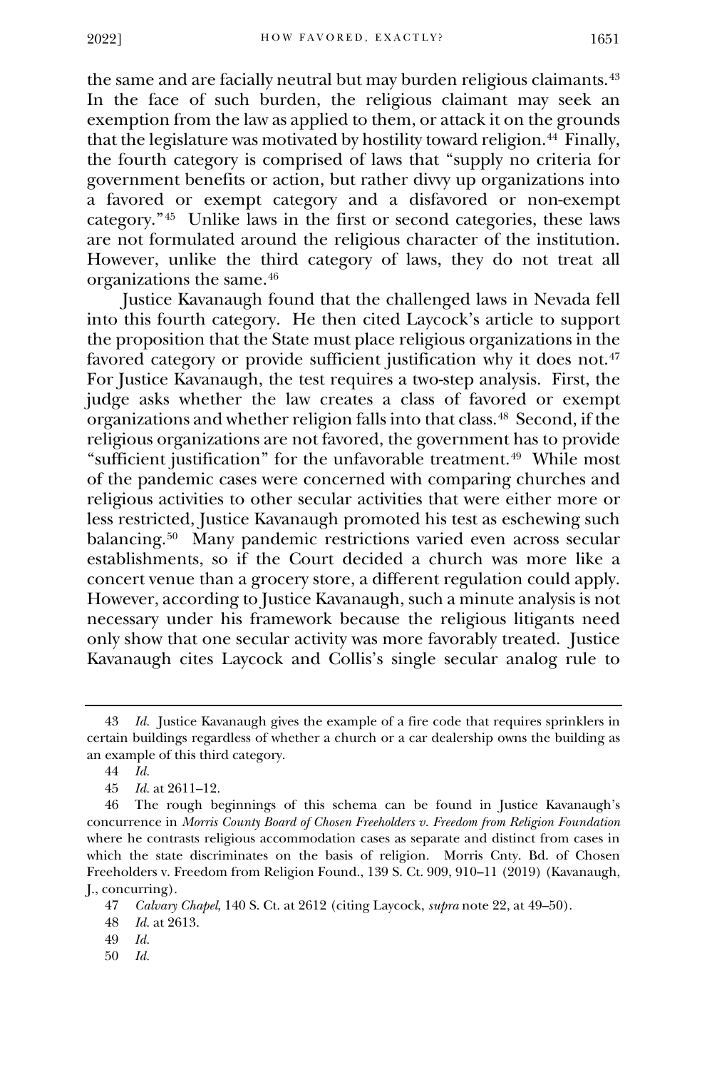the same and are facially neutral but may burden religious claimants.[43] In the face of such burden, the religious claimant may seek an exemption from the law as applied to them, or attack it on the grounds that the legislature was motivated by hostility toward religion.[44] Finally, the fourth category is comprised of laws that "supply no criteria for government benefits or action, but rather divvy up organizations into a favored or exempt category and a disfavored or non-exempt category."[45] Unlike laws in the first or second categories, these laws are not formulated around the religious character of the institution. However, unlike the third category of laws, they do not treat all organizations the same.[46]

Justice Kavanaugh found that the challenged laws in Nevada fell into this fourth category. He then cited Laycock's article to support the proposition that the State must place religious organizations in the favored category or provide sufficient justification why it does not.[47] For Justice Kavanaugh, the test requires a two-step analysis. First, the judge asks whether the law creates a class of favored or exempt organizations and whether religion falls into that class.[48] Second, if the religious organizations are not favored, the government has to provide "sufficient justification" for the unfavorable treatment.[49] While most of the pandemic cases were concerned with comparing churches and religious activities to other secular activities that were either more or less restricted, Justice Kavanaugh promoted his test as eschewing such balancing.[50] Many pandemic restrictions varied even across secular establishments, so if the Court decided a church was more like a concert venue than a grocery store, a different regulation could apply. However, according to Justice Kavanaugh, such a minute analysis is not necessary under his framework because the religious litigants need only show that one secular activity was more favorably treated. Justice Kavanaugh cites Laycock and Collis's single secular analog rule to

---

43 *Id.* Justice Kavanaugh gives the example of a fire code that requires sprinklers in certain buildings regardless of whether a church or a car dealership owns the building as an example of this third category.

44 *Id.*

45 *Id.* at 2611–12.

46 The rough beginnings of this schema can be found in Justice Kavanaugh's concurrence in *Morris County Board of Chosen Freeholders v. Freedom from Religion Foundation* where he contrasts religious accommodation cases as separate and distinct from cases in which the state discriminates on the basis of religion. Morris Cnty. Bd. of Chosen Freeholders v. Freedom from Religion Found., 139 S. Ct. 909, 910–11 (2019) (Kavanaugh, J., concurring).

47 *Calvary Chapel*, 140 S. Ct. at 2612 (citing Laycock, *supra* note 22, at 49–50).

48 *Id.* at 2613.

49 *Id.*

50 *Id.*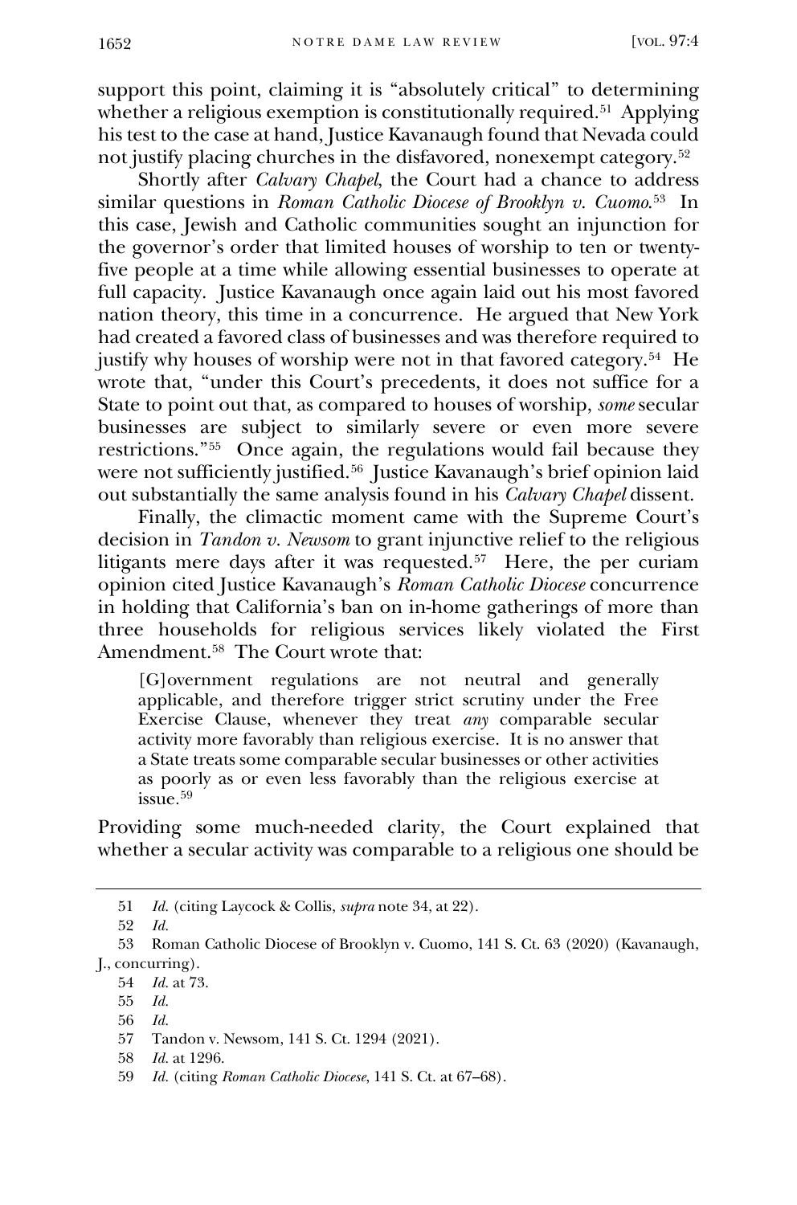support this point, claiming it is "absolutely critical" to determining whether a religious exemption is constitutionally required.[51] Applying his test to the case at hand, Justice Kavanaugh found that Nevada could not justify placing churches in the disfavored, nonexempt category.[52]

Shortly after *Calvary Chapel*, the Court had a chance to address similar questions in *Roman Catholic Diocese of Brooklyn v. Cuomo*.[53] In this case, Jewish and Catholic communities sought an injunction for the governor's order that limited houses of worship to ten or twenty-five people at a time while allowing essential businesses to operate at full capacity. Justice Kavanaugh once again laid out his most favored nation theory, this time in a concurrence. He argued that New York had created a favored class of businesses and was therefore required to justify why houses of worship were not in that favored category.[54] He wrote that, "under this Court's precedents, it does not suffice for a State to point out that, as compared to houses of worship, *some* secular businesses are subject to similarly severe or even more severe restrictions."[55] Once again, the regulations would fail because they were not sufficiently justified.[56] Justice Kavanaugh's brief opinion laid out substantially the same analysis found in his *Calvary Chapel* dissent.

Finally, the climactic moment came with the Supreme Court's decision in *Tandon v. Newsom* to grant injunctive relief to the religious litigants mere days after it was requested.[57] Here, the per curiam opinion cited Justice Kavanaugh's *Roman Catholic Diocese* concurrence in holding that California's ban on in-home gatherings of more than three households for religious services likely violated the First Amendment.[58] The Court wrote that:

> [G]overnment regulations are not neutral and generally applicable, and therefore trigger strict scrutiny under the Free Exercise Clause, whenever they treat *any* comparable secular activity more favorably than religious exercise. It is no answer that a State treats some comparable secular businesses or other activities as poorly as or even less favorably than the religious exercise at issue.[59]

Providing some much-needed clarity, the Court explained that whether a secular activity was comparable to a religious one should be

---

51 *Id.* (citing Laycock & Collis, *supra* note 34, at 22).

52 *Id.*

53 Roman Catholic Diocese of Brooklyn v. Cuomo, 141 S. Ct. 63 (2020) (Kavanaugh, J., concurring).

54 *Id.* at 73.

55 *Id.*

56 *Id.*

57 Tandon v. Newsom, 141 S. Ct. 1294 (2021).

58 *Id.* at 1296.

59 *Id.* (citing *Roman Catholic Diocese*, 141 S. Ct. at 67–68).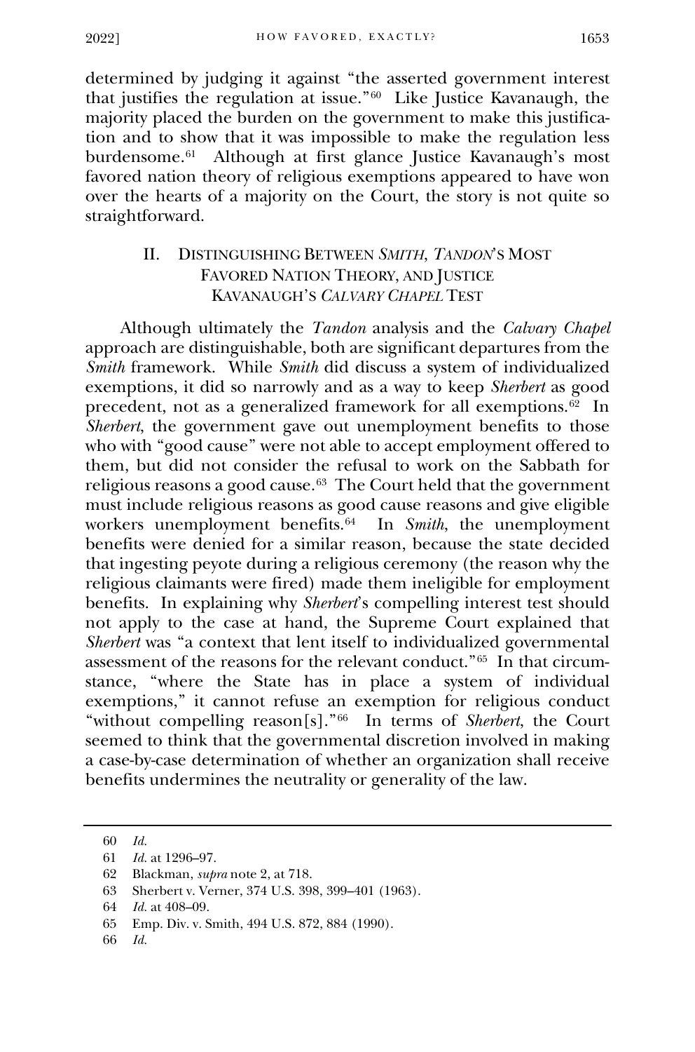determined by judging it against "the asserted government interest that justifies the regulation at issue."[60] Like Justice Kavanaugh, the majority placed the burden on the government to make this justification and to show that it was impossible to make the regulation less burdensome.[61] Although at first glance Justice Kavanaugh's most favored nation theory of religious exemptions appeared to have won over the hearts of a majority on the Court, the story is not quite so straightforward.

## II. Distinguishing Between *Smith*, *Tandon*'s Most Favored Nation Theory, and Justice Kavanaugh's *Calvary Chapel* Test

Although ultimately the *Tandon* analysis and the *Calvary Chapel* approach are distinguishable, both are significant departures from the *Smith* framework. While *Smith* did discuss a system of individualized exemptions, it did so narrowly and as a way to keep *Sherbert* as good precedent, not as a generalized framework for all exemptions.[62] In *Sherbert*, the government gave out unemployment benefits to those who with "good cause" were not able to accept employment offered to them, but did not consider the refusal to work on the Sabbath for religious reasons a good cause.[63] The Court held that the government must include religious reasons as good cause reasons and give eligible workers unemployment benefits.[64] In *Smith*, the unemployment benefits were denied for a similar reason, because the state decided that ingesting peyote during a religious ceremony (the reason why the religious claimants were fired) made them ineligible for employment benefits. In explaining why *Sherbert*'s compelling interest test should not apply to the case at hand, the Supreme Court explained that *Sherbert* was "a context that lent itself to individualized governmental assessment of the reasons for the relevant conduct."[65] In that circumstance, "where the State has in place a system of individual exemptions," it cannot refuse an exemption for religious conduct "without compelling reason[s]."[66] In terms of *Sherbert*, the Court seemed to think that the governmental discretion involved in making a case-by-case determination of whether an organization shall receive benefits undermines the neutrality or generality of the law.

---

60 *Id.*

61 *Id.* at 1296–97.

62 Blackman, *supra* note 2, at 718.

63 Sherbert v. Verner, 374 U.S. 398, 399–401 (1963).

64 *Id.* at 408–09.

65 Emp. Div. v. Smith, 494 U.S. 872, 884 (1990).

66 *Id.*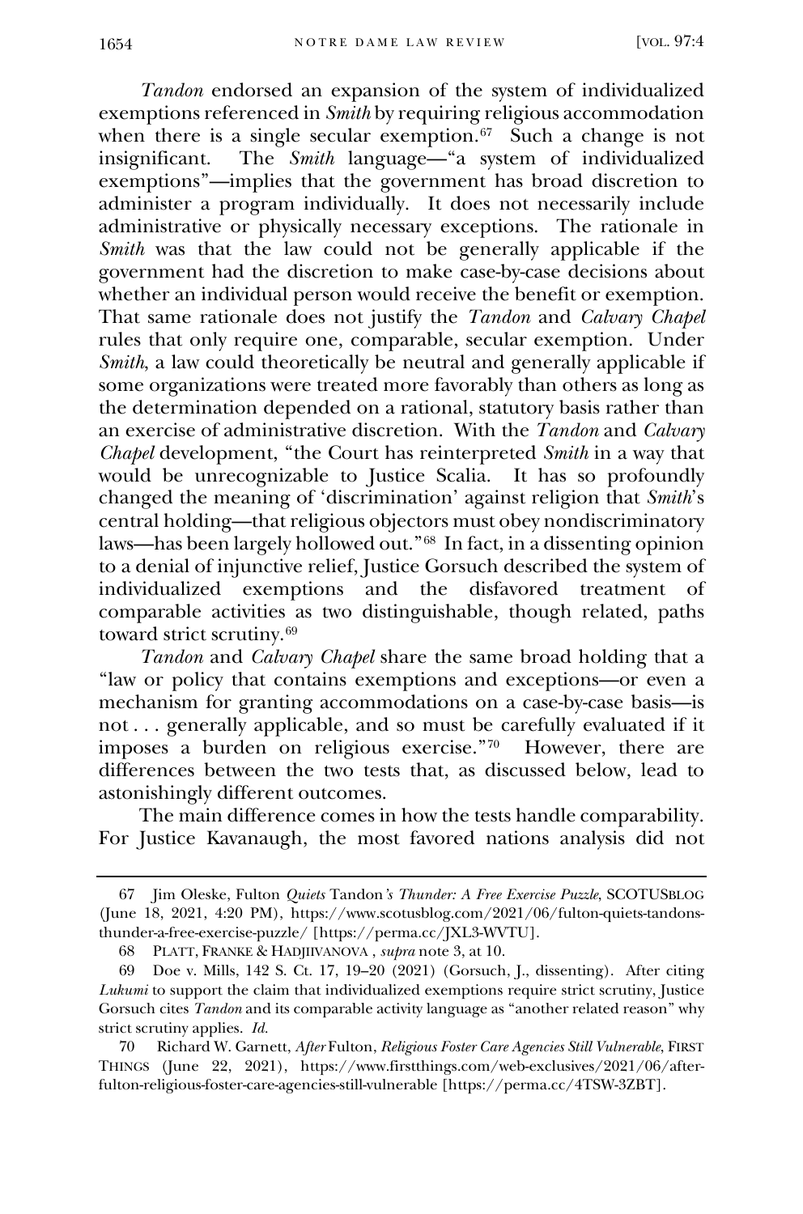*Tandon* endorsed an expansion of the system of individualized exemptions referenced in *Smith* by requiring religious accommodation when there is a single secular exemption.[67] Such a change is not insignificant. The *Smith* language—"a system of individualized exemptions"—implies that the government has broad discretion to administer a program individually. It does not necessarily include administrative or physically necessary exceptions. The rationale in *Smith* was that the law could not be generally applicable if the government had the discretion to make case-by-case decisions about whether an individual person would receive the benefit or exemption. That same rationale does not justify the *Tandon* and *Calvary Chapel* rules that only require one, comparable, secular exemption. Under *Smith*, a law could theoretically be neutral and generally applicable if some organizations were treated more favorably than others as long as the determination depended on a rational, statutory basis rather than an exercise of administrative discretion. With the *Tandon* and *Calvary Chapel* development, "the Court has reinterpreted *Smith* in a way that would be unrecognizable to Justice Scalia. It has so profoundly changed the meaning of 'discrimination' against religion that *Smith*'s central holding—that religious objectors must obey nondiscriminatory laws—has been largely hollowed out."[68] In fact, in a dissenting opinion to a denial of injunctive relief, Justice Gorsuch described the system of individualized exemptions and the disfavored treatment of comparable activities as two distinguishable, though related, paths toward strict scrutiny.[69]

*Tandon* and *Calvary Chapel* share the same broad holding that a "law or policy that contains exemptions and exceptions—or even a mechanism for granting accommodations on a case-by-case basis—is not . . . generally applicable, and so must be carefully evaluated if it imposes a burden on religious exercise."[70] However, there are differences between the two tests that, as discussed below, lead to astonishingly different outcomes.

The main difference comes in how the tests handle comparability. For Justice Kavanaugh, the most favored nations analysis did not

---

67 Jim Oleske, Fulton *Quiets* Tandon*'s Thunder: A Free Exercise Puzzle*, SCOTUSBLOG (June 18, 2021, 4:20 PM), https://www.scotusblog.com/2021/06/fulton-quiets-tandons-thunder-a-free-exercise-puzzle/ [https://perma.cc/JXL3-WVTU].

68 PLATT, FRANKE & HADJIIVANOVA , *supra* note 3, at 10.

69 Doe v. Mills, 142 S. Ct. 17, 19–20 (2021) (Gorsuch, J., dissenting). After citing *Lukumi* to support the claim that individualized exemptions require strict scrutiny, Justice Gorsuch cites *Tandon* and its comparable activity language as "another related reason" why strict scrutiny applies. *Id.*

70 Richard W. Garnett, *After* Fulton, *Religious Foster Care Agencies Still Vulnerable*, FIRST THINGS (June 22, 2021), https://www.firstthings.com/web-exclusives/2021/06/after-fulton-religious-foster-care-agencies-still-vulnerable [https://perma.cc/4TSW-3ZBT].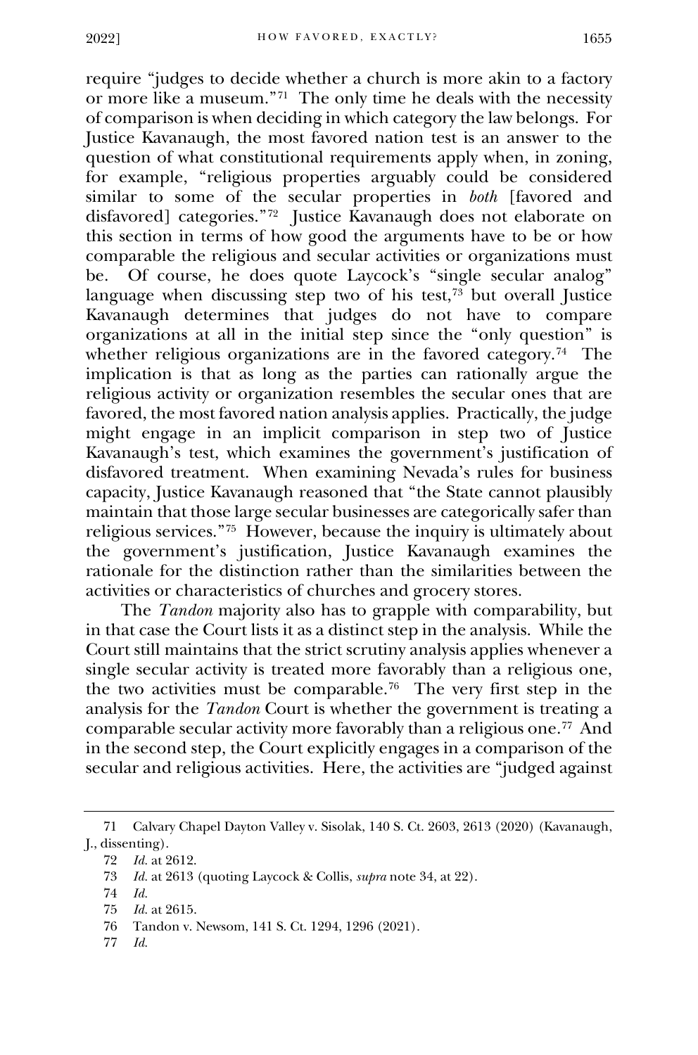require "judges to decide whether a church is more akin to a factory or more like a museum."[71] The only time he deals with the necessity of comparison is when deciding in which category the law belongs. For Justice Kavanaugh, the most favored nation test is an answer to the question of what constitutional requirements apply when, in zoning, for example, "religious properties arguably could be considered similar to some of the secular properties in *both* [favored and disfavored] categories."[72] Justice Kavanaugh does not elaborate on this section in terms of how good the arguments have to be or how comparable the religious and secular activities or organizations must be. Of course, he does quote Laycock's "single secular analog" language when discussing step two of his test,[73] but overall Justice Kavanaugh determines that judges do not have to compare organizations at all in the initial step since the "only question" is whether religious organizations are in the favored category.[74] The implication is that as long as the parties can rationally argue the religious activity or organization resembles the secular ones that are favored, the most favored nation analysis applies. Practically, the judge might engage in an implicit comparison in step two of Justice Kavanaugh's test, which examines the government's justification of disfavored treatment. When examining Nevada's rules for business capacity, Justice Kavanaugh reasoned that "the State cannot plausibly maintain that those large secular businesses are categorically safer than religious services."[75] However, because the inquiry is ultimately about the government's justification, Justice Kavanaugh examines the rationale for the distinction rather than the similarities between the activities or characteristics of churches and grocery stores.

The *Tandon* majority also has to grapple with comparability, but in that case the Court lists it as a distinct step in the analysis. While the Court still maintains that the strict scrutiny analysis applies whenever a single secular activity is treated more favorably than a religious one, the two activities must be comparable.[76] The very first step in the analysis for the *Tandon* Court is whether the government is treating a comparable secular activity more favorably than a religious one.[77] And in the second step, the Court explicitly engages in a comparison of the secular and religious activities. Here, the activities are "judged against

71 Calvary Chapel Dayton Valley v. Sisolak, 140 S. Ct. 2603, 2613 (2020) (Kavanaugh, J., dissenting).

72 *Id.* at 2612.

73 *Id.* at 2613 (quoting Laycock & Collis, *supra* note 34, at 22).

74 *Id.*

75 *Id.* at 2615.

76 Tandon v. Newsom, 141 S. Ct. 1294, 1296 (2021).

77 *Id.*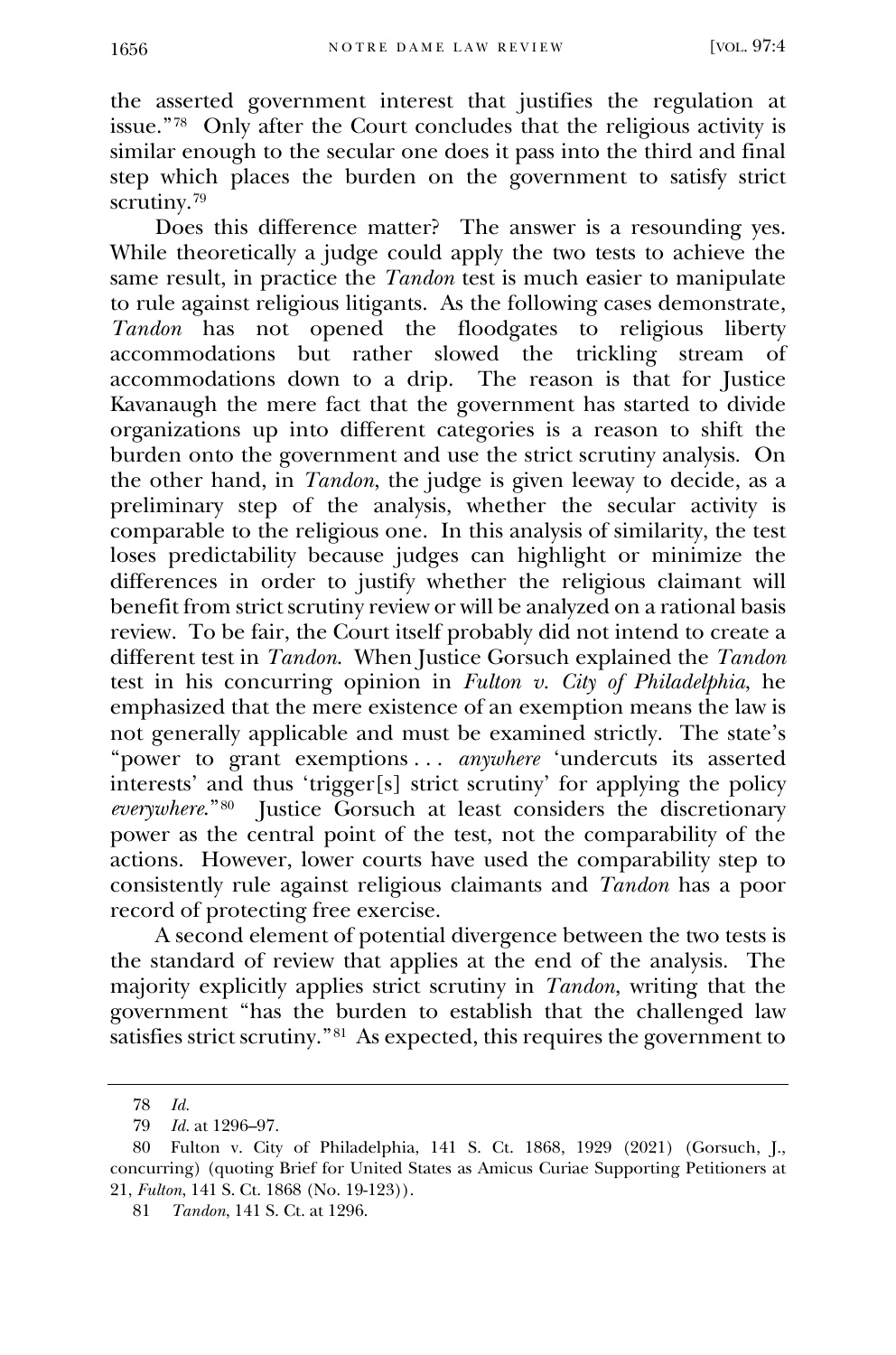the asserted government interest that justifies the regulation at issue."[78] Only after the Court concludes that the religious activity is similar enough to the secular one does it pass into the third and final step which places the burden on the government to satisfy strict scrutiny.[79]

Does this difference matter? The answer is a resounding yes. While theoretically a judge could apply the two tests to achieve the same result, in practice the *Tandon* test is much easier to manipulate to rule against religious litigants. As the following cases demonstrate, *Tandon* has not opened the floodgates to religious liberty accommodations but rather slowed the trickling stream of accommodations down to a drip. The reason is that for Justice Kavanaugh the mere fact that the government has started to divide organizations up into different categories is a reason to shift the burden onto the government and use the strict scrutiny analysis. On the other hand, in *Tandon*, the judge is given leeway to decide, as a preliminary step of the analysis, whether the secular activity is comparable to the religious one. In this analysis of similarity, the test loses predictability because judges can highlight or minimize the differences in order to justify whether the religious claimant will benefit from strict scrutiny review or will be analyzed on a rational basis review. To be fair, the Court itself probably did not intend to create a different test in *Tandon*. When Justice Gorsuch explained the *Tandon* test in his concurring opinion in *Fulton v. City of Philadelphia*, he emphasized that the mere existence of an exemption means the law is not generally applicable and must be examined strictly. The state's "power to grant exemptions . . . *anywhere* 'undercuts its asserted interests' and thus 'trigger[s] strict scrutiny' for applying the policy *everywhere*."[80] Justice Gorsuch at least considers the discretionary power as the central point of the test, not the comparability of the actions. However, lower courts have used the comparability step to consistently rule against religious claimants and *Tandon* has a poor record of protecting free exercise.

A second element of potential divergence between the two tests is the standard of review that applies at the end of the analysis. The majority explicitly applies strict scrutiny in *Tandon*, writing that the government "has the burden to establish that the challenged law satisfies strict scrutiny."[81] As expected, this requires the government to

---

78 *Id.*

79 *Id.* at 1296–97.

80 Fulton v. City of Philadelphia, 141 S. Ct. 1868, 1929 (2021) (Gorsuch, J., concurring) (quoting Brief for United States as Amicus Curiae Supporting Petitioners at 21, *Fulton*, 141 S. Ct. 1868 (No. 19-123)).

81 *Tandon*, 141 S. Ct. at 1296.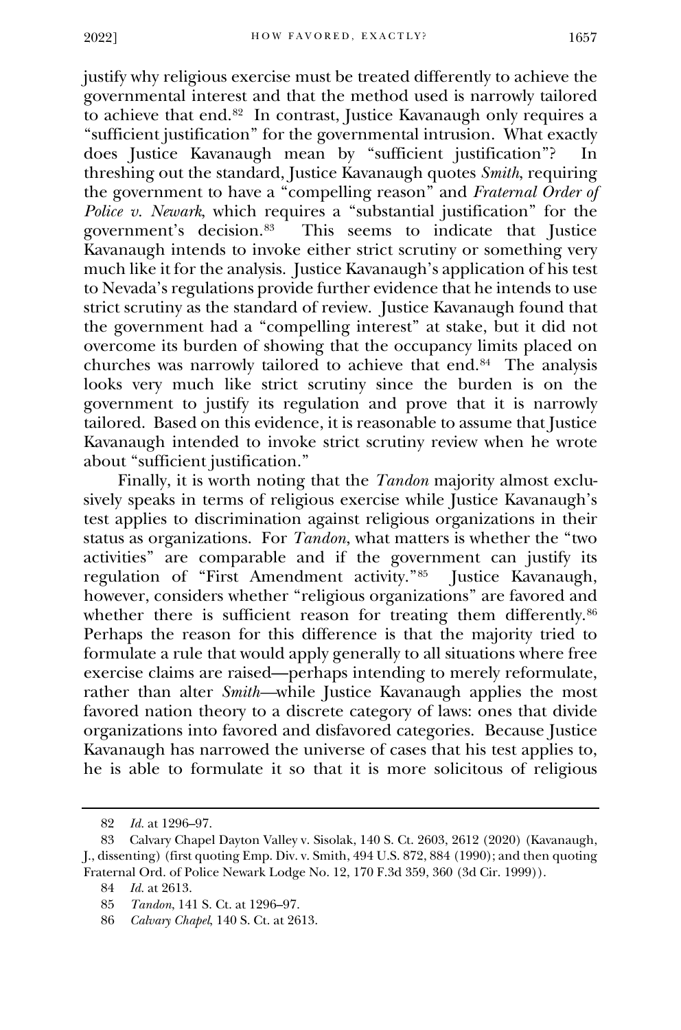justify why religious exercise must be treated differently to achieve the governmental interest and that the method used is narrowly tailored to achieve that end.[82] In contrast, Justice Kavanaugh only requires a "sufficient justification" for the governmental intrusion. What exactly does Justice Kavanaugh mean by "sufficient justification"? In threshing out the standard, Justice Kavanaugh quotes *Smith*, requiring the government to have a "compelling reason" and *Fraternal Order of Police v. Newark*, which requires a "substantial justification" for the government's decision.[83] This seems to indicate that Justice Kavanaugh intends to invoke either strict scrutiny or something very much like it for the analysis. Justice Kavanaugh's application of his test to Nevada's regulations provide further evidence that he intends to use strict scrutiny as the standard of review. Justice Kavanaugh found that the government had a "compelling interest" at stake, but it did not overcome its burden of showing that the occupancy limits placed on churches was narrowly tailored to achieve that end.[84] The analysis looks very much like strict scrutiny since the burden is on the government to justify its regulation and prove that it is narrowly tailored. Based on this evidence, it is reasonable to assume that Justice Kavanaugh intended to invoke strict scrutiny review when he wrote about "sufficient justification."

Finally, it is worth noting that the *Tandon* majority almost exclusively speaks in terms of religious exercise while Justice Kavanaugh's test applies to discrimination against religious organizations in their status as organizations. For *Tandon*, what matters is whether the "two activities" are comparable and if the government can justify its regulation of "First Amendment activity."[85] Justice Kavanaugh, however, considers whether "religious organizations" are favored and whether there is sufficient reason for treating them differently.[86] Perhaps the reason for this difference is that the majority tried to formulate a rule that would apply generally to all situations where free exercise claims are raised—perhaps intending to merely reformulate, rather than alter *Smith*—while Justice Kavanaugh applies the most favored nation theory to a discrete category of laws: ones that divide organizations into favored and disfavored categories. Because Justice Kavanaugh has narrowed the universe of cases that his test applies to, he is able to formulate it so that it is more solicitous of religious

---

82 *Id.* at 1296–97.

83 Calvary Chapel Dayton Valley v. Sisolak, 140 S. Ct. 2603, 2612 (2020) (Kavanaugh, J., dissenting) (first quoting Emp. Div. v. Smith, 494 U.S. 872, 884 (1990); and then quoting Fraternal Ord. of Police Newark Lodge No. 12, 170 F.3d 359, 360 (3d Cir. 1999)).

84 *Id.* at 2613.

85 *Tandon*, 141 S. Ct. at 1296–97.

86 *Calvary Chapel*, 140 S. Ct. at 2613.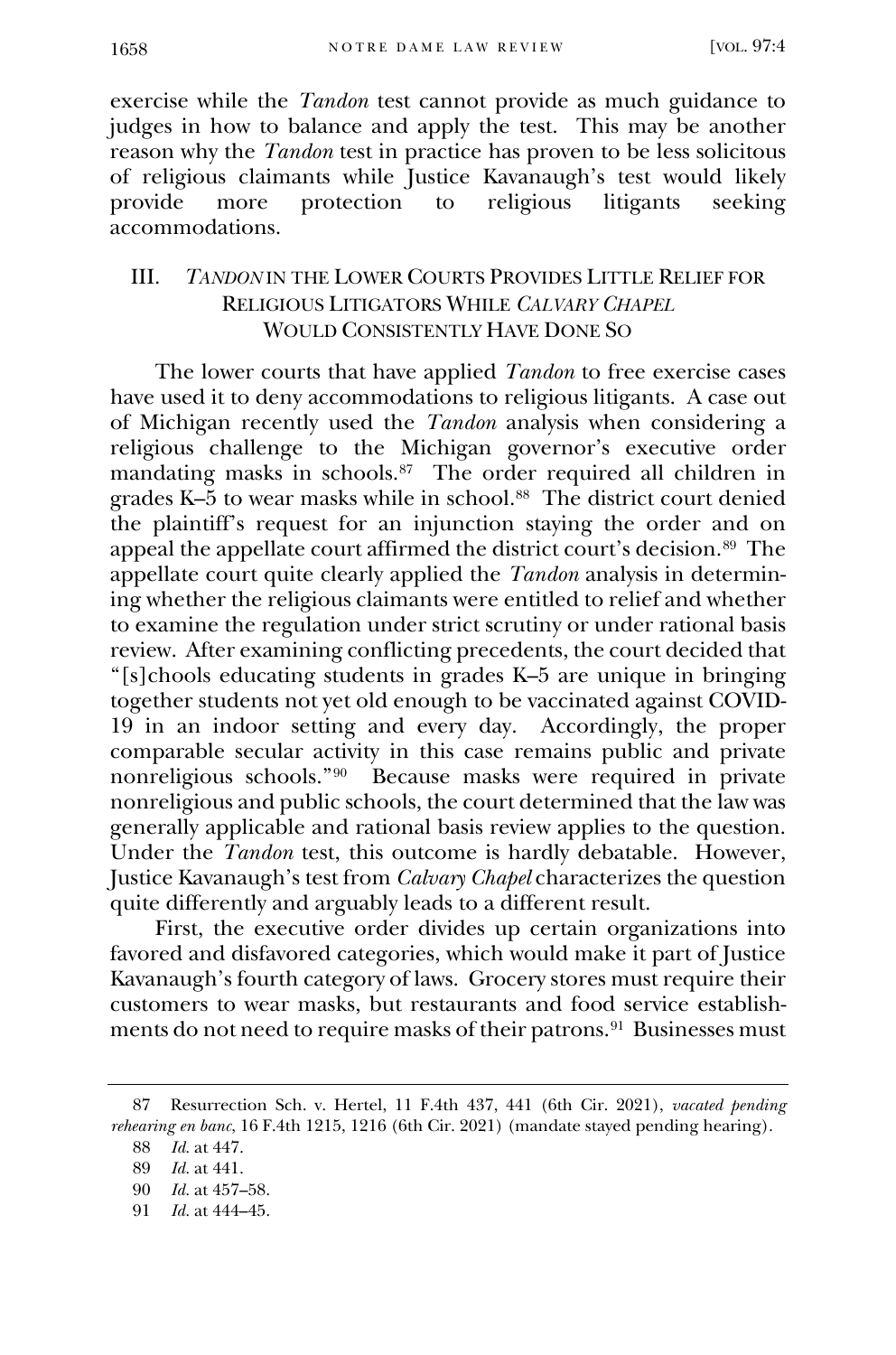exercise while the *Tandon* test cannot provide as much guidance to judges in how to balance and apply the test. This may be another reason why the *Tandon* test in practice has proven to be less solicitous of religious claimants while Justice Kavanaugh's test would likely provide more protection to religious litigants seeking accommodations.

## III. *TANDON* IN THE LOWER COURTS PROVIDES LITTLE RELIEF FOR RELIGIOUS LITIGATORS WHILE *CALVARY CHAPEL* WOULD CONSISTENTLY HAVE DONE SO

The lower courts that have applied *Tandon* to free exercise cases have used it to deny accommodations to religious litigants. A case out of Michigan recently used the *Tandon* analysis when considering a religious challenge to the Michigan governor's executive order mandating masks in schools.[87] The order required all children in grades K–5 to wear masks while in school.[88] The district court denied the plaintiff's request for an injunction staying the order and on appeal the appellate court affirmed the district court's decision.[89] The appellate court quite clearly applied the *Tandon* analysis in determining whether the religious claimants were entitled to relief and whether to examine the regulation under strict scrutiny or under rational basis review. After examining conflicting precedents, the court decided that "[s]chools educating students in grades K–5 are unique in bringing together students not yet old enough to be vaccinated against COVID-19 in an indoor setting and every day. Accordingly, the proper comparable secular activity in this case remains public and private nonreligious schools."[90] Because masks were required in private nonreligious and public schools, the court determined that the law was generally applicable and rational basis review applies to the question. Under the *Tandon* test, this outcome is hardly debatable. However, Justice Kavanaugh's test from *Calvary Chapel* characterizes the question quite differently and arguably leads to a different result.

First, the executive order divides up certain organizations into favored and disfavored categories, which would make it part of Justice Kavanaugh's fourth category of laws. Grocery stores must require their customers to wear masks, but restaurants and food service establishments do not need to require masks of their patrons.[91] Businesses must

---

87 Resurrection Sch. v. Hertel, 11 F.4th 437, 441 (6th Cir. 2021), *vacated pending rehearing en banc*, 16 F.4th 1215, 1216 (6th Cir. 2021) (mandate stayed pending hearing).

88 *Id.* at 447.

89 *Id.* at 441.

90 *Id.* at 457–58.

91 *Id.* at 444–45.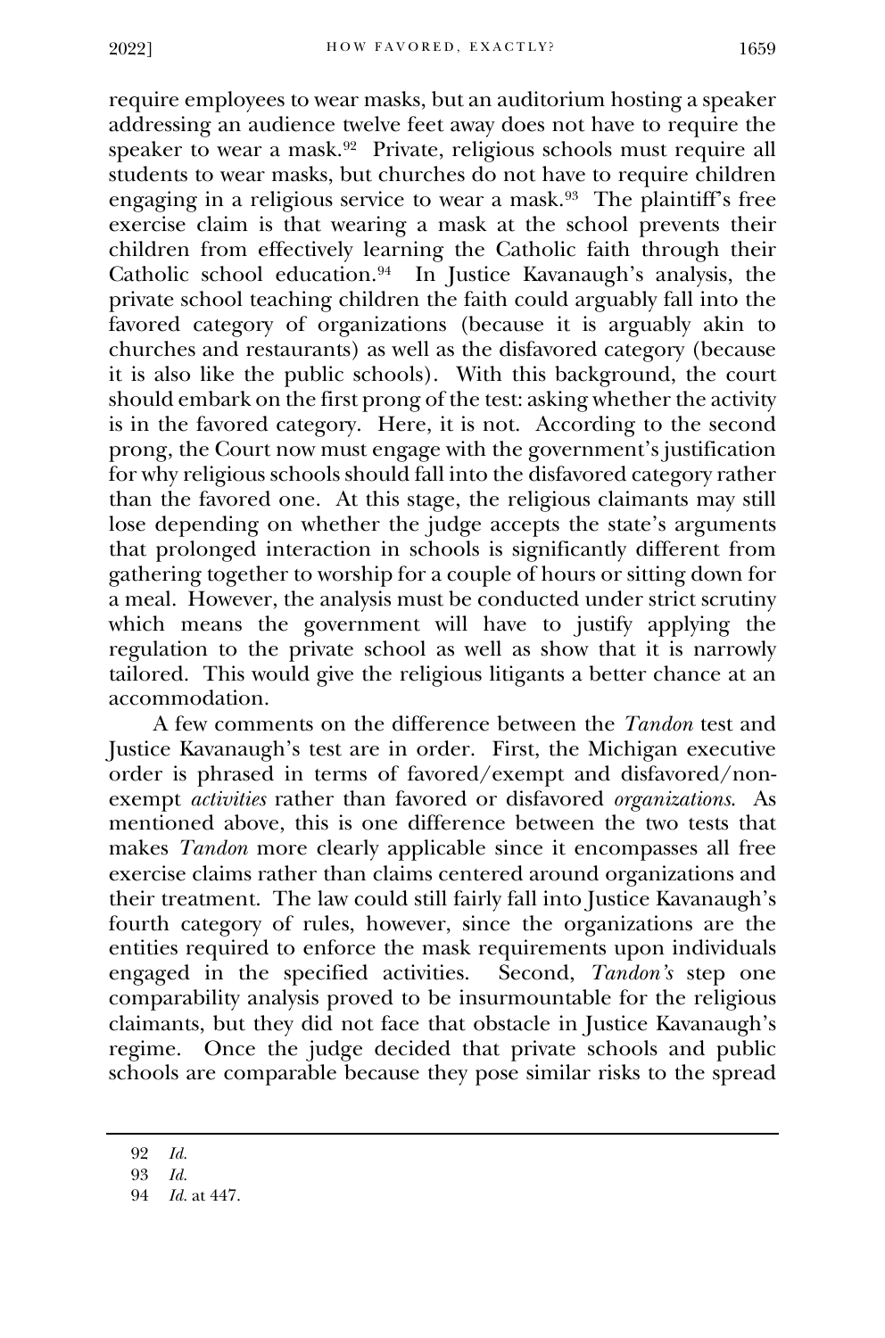require employees to wear masks, but an auditorium hosting a speaker addressing an audience twelve feet away does not have to require the speaker to wear a mask.[92] Private, religious schools must require all students to wear masks, but churches do not have to require children engaging in a religious service to wear a mask.[93] The plaintiff's free exercise claim is that wearing a mask at the school prevents their children from effectively learning the Catholic faith through their Catholic school education.[94] In Justice Kavanaugh's analysis, the private school teaching children the faith could arguably fall into the favored category of organizations (because it is arguably akin to churches and restaurants) as well as the disfavored category (because it is also like the public schools). With this background, the court should embark on the first prong of the test: asking whether the activity is in the favored category. Here, it is not. According to the second prong, the Court now must engage with the government's justification for why religious schools should fall into the disfavored category rather than the favored one. At this stage, the religious claimants may still lose depending on whether the judge accepts the state's arguments that prolonged interaction in schools is significantly different from gathering together to worship for a couple of hours or sitting down for a meal. However, the analysis must be conducted under strict scrutiny which means the government will have to justify applying the regulation to the private school as well as show that it is narrowly tailored. This would give the religious litigants a better chance at an accommodation.

A few comments on the difference between the *Tandon* test and Justice Kavanaugh's test are in order. First, the Michigan executive order is phrased in terms of favored/exempt and disfavored/non-exempt *activities* rather than favored or disfavored *organizations*. As mentioned above, this is one difference between the two tests that makes *Tandon* more clearly applicable since it encompasses all free exercise claims rather than claims centered around organizations and their treatment. The law could still fairly fall into Justice Kavanaugh's fourth category of rules, however, since the organizations are the entities required to enforce the mask requirements upon individuals engaged in the specified activities. Second, *Tandon's* step one comparability analysis proved to be insurmountable for the religious claimants, but they did not face that obstacle in Justice Kavanaugh's regime. Once the judge decided that private schools and public schools are comparable because they pose similar risks to the spread

---

92 *Id.*

93 *Id.*

94 *Id.* at 447.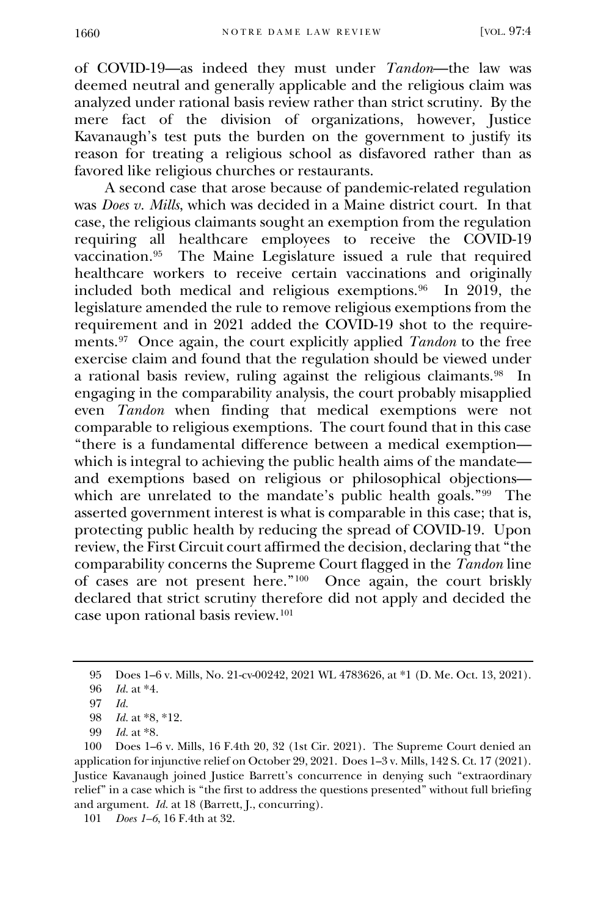of COVID-19—as indeed they must under *Tandon*—the law was deemed neutral and generally applicable and the religious claim was analyzed under rational basis review rather than strict scrutiny. By the mere fact of the division of organizations, however, Justice Kavanaugh's test puts the burden on the government to justify its reason for treating a religious school as disfavored rather than as favored like religious churches or restaurants.

A second case that arose because of pandemic-related regulation was *Does v. Mills*, which was decided in a Maine district court. In that case, the religious claimants sought an exemption from the regulation requiring all healthcare employees to receive the COVID-19 vaccination.[95] The Maine Legislature issued a rule that required healthcare workers to receive certain vaccinations and originally included both medical and religious exemptions.[96] In 2019, the legislature amended the rule to remove religious exemptions from the requirement and in 2021 added the COVID-19 shot to the requirements.[97] Once again, the court explicitly applied *Tandon* to the free exercise claim and found that the regulation should be viewed under a rational basis review, ruling against the religious claimants.[98] In engaging in the comparability analysis, the court probably misapplied even *Tandon* when finding that medical exemptions were not comparable to religious exemptions. The court found that in this case "there is a fundamental difference between a medical exemption—which is integral to achieving the public health aims of the mandate—and exemptions based on religious or philosophical objections—which are unrelated to the mandate's public health goals."[99] The asserted government interest is what is comparable in this case; that is, protecting public health by reducing the spread of COVID-19. Upon review, the First Circuit court affirmed the decision, declaring that "the comparability concerns the Supreme Court flagged in the *Tandon* line of cases are not present here."[100] Once again, the court briskly declared that strict scrutiny therefore did not apply and decided the case upon rational basis review.[101]

---

95 Does 1–6 v. Mills, No. 21-cv-00242, 2021 WL 4783626, at *1 (D. Me. Oct. 13, 2021).

96 *Id.* at *4.

97 *Id.*

98 *Id.* at *8, *12.

99 *Id.* at *8.

100 Does 1–6 v. Mills, 16 F.4th 20, 32 (1st Cir. 2021). The Supreme Court denied an application for injunctive relief on October 29, 2021. Does 1–3 v. Mills, 142 S. Ct. 17 (2021). Justice Kavanaugh joined Justice Barrett's concurrence in denying such "extraordinary relief" in a case which is "the first to address the questions presented" without full briefing and argument. *Id.* at 18 (Barrett, J., concurring).

101 *Does 1–6*, 16 F.4th at 32.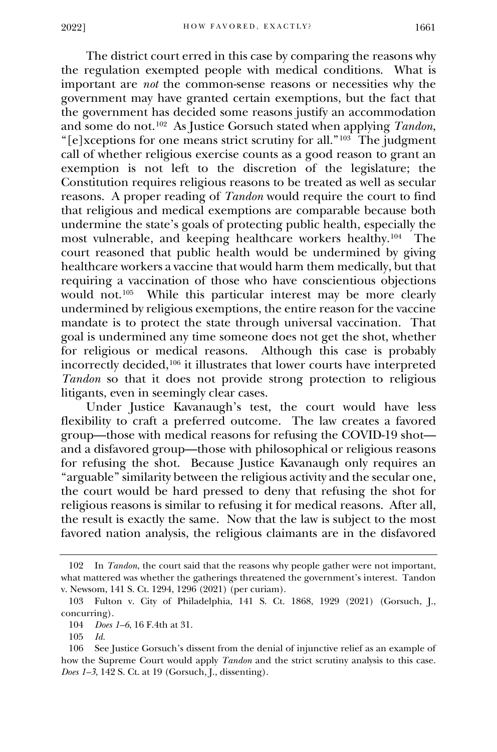The district court erred in this case by comparing the reasons why the regulation exempted people with medical conditions. What is important are *not* the common-sense reasons or necessities why the government may have granted certain exemptions, but the fact that the government has decided some reasons justify an accommodation and some do not.[102] As Justice Gorsuch stated when applying *Tandon*, "[e]xceptions for one means strict scrutiny for all."[103] The judgment call of whether religious exercise counts as a good reason to grant an exemption is not left to the discretion of the legislature; the Constitution requires religious reasons to be treated as well as secular reasons. A proper reading of *Tandon* would require the court to find that religious and medical exemptions are comparable because both undermine the state's goals of protecting public health, especially the most vulnerable, and keeping healthcare workers healthy.[104] The court reasoned that public health would be undermined by giving healthcare workers a vaccine that would harm them medically, but that requiring a vaccination of those who have conscientious objections would not.[105] While this particular interest may be more clearly undermined by religious exemptions, the entire reason for the vaccine mandate is to protect the state through universal vaccination. That goal is undermined any time someone does not get the shot, whether for religious or medical reasons. Although this case is probably incorrectly decided,[106] it illustrates that lower courts have interpreted *Tandon* so that it does not provide strong protection to religious litigants, even in seemingly clear cases.

Under Justice Kavanaugh's test, the court would have less flexibility to craft a preferred outcome. The law creates a favored group—those with medical reasons for refusing the COVID-19 shot—and a disfavored group—those with philosophical or religious reasons for refusing the shot. Because Justice Kavanaugh only requires an "arguable" similarity between the religious activity and the secular one, the court would be hard pressed to deny that refusing the shot for religious reasons is similar to refusing it for medical reasons. After all, the result is exactly the same. Now that the law is subject to the most favored nation analysis, the religious claimants are in the disfavored

---

102 In *Tandon*, the court said that the reasons why people gather were not important, what mattered was whether the gatherings threatened the government's interest. Tandon v. Newsom, 141 S. Ct. 1294, 1296 (2021) (per curiam).

103 Fulton v. City of Philadelphia, 141 S. Ct. 1868, 1929 (2021) (Gorsuch, J., concurring).

104 *Does 1–6*, 16 F.4th at 31.

105 *Id.*

106 See Justice Gorsuch's dissent from the denial of injunctive relief as an example of how the Supreme Court would apply *Tandon* and the strict scrutiny analysis to this case. *Does 1–3*, 142 S. Ct. at 19 (Gorsuch, J., dissenting).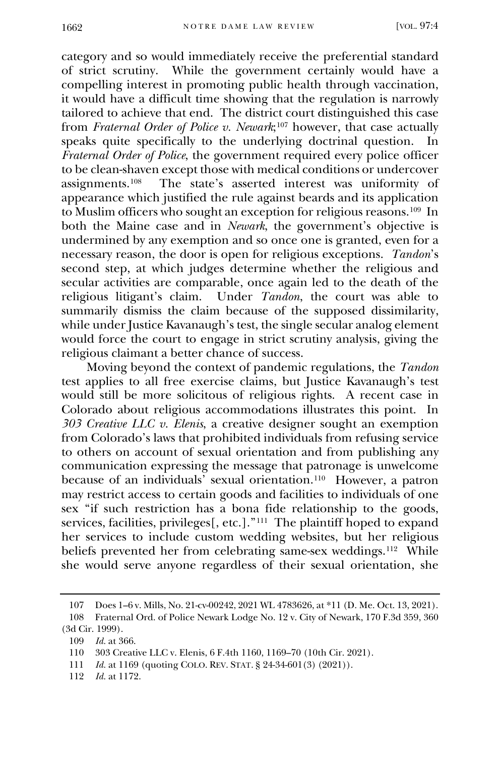category and so would immediately receive the preferential standard of strict scrutiny. While the government certainly would have a compelling interest in promoting public health through vaccination, it would have a difficult time showing that the regulation is narrowly tailored to achieve that end. The district court distinguished this case from *Fraternal Order of Police v. Newark*;[107] however, that case actually speaks quite specifically to the underlying doctrinal question. In *Fraternal Order of Police*, the government required every police officer to be clean-shaven except those with medical conditions or undercover assignments.[108] The state's asserted interest was uniformity of appearance which justified the rule against beards and its application to Muslim officers who sought an exception for religious reasons.[109] In both the Maine case and in *Newark*, the government's objective is undermined by any exemption and so once one is granted, even for a necessary reason, the door is open for religious exceptions. *Tandon*'s second step, at which judges determine whether the religious and secular activities are comparable, once again led to the death of the religious litigant's claim. Under *Tandon*, the court was able to summarily dismiss the claim because of the supposed dissimilarity, while under Justice Kavanaugh's test, the single secular analog element would force the court to engage in strict scrutiny analysis, giving the religious claimant a better chance of success.

Moving beyond the context of pandemic regulations, the *Tandon* test applies to all free exercise claims, but Justice Kavanaugh's test would still be more solicitous of religious rights. A recent case in Colorado about religious accommodations illustrates this point. In *303 Creative LLC v. Elenis*, a creative designer sought an exemption from Colorado's laws that prohibited individuals from refusing service to others on account of sexual orientation and from publishing any communication expressing the message that patronage is unwelcome because of an individuals' sexual orientation.[110] However, a patron may restrict access to certain goods and facilities to individuals of one sex "if such restriction has a bona fide relationship to the goods, services, facilities, privileges[, etc.]."[111] The plaintiff hoped to expand her services to include custom wedding websites, but her religious beliefs prevented her from celebrating same-sex weddings.[112] While she would serve anyone regardless of their sexual orientation, she

---

107 Does 1–6 v. Mills, No. 21-cv-00242, 2021 WL 4783626, at *11 (D. Me. Oct. 13, 2021).

108 Fraternal Ord. of Police Newark Lodge No. 12 v. City of Newark, 170 F.3d 359, 360 (3d Cir. 1999).

109 *Id.* at 366.

110 303 Creative LLC v. Elenis, 6 F.4th 1160, 1169–70 (10th Cir. 2021).

111 *Id.* at 1169 (quoting COLO. REV. STAT. § 24-34-601(3) (2021)).

112 *Id.* at 1172.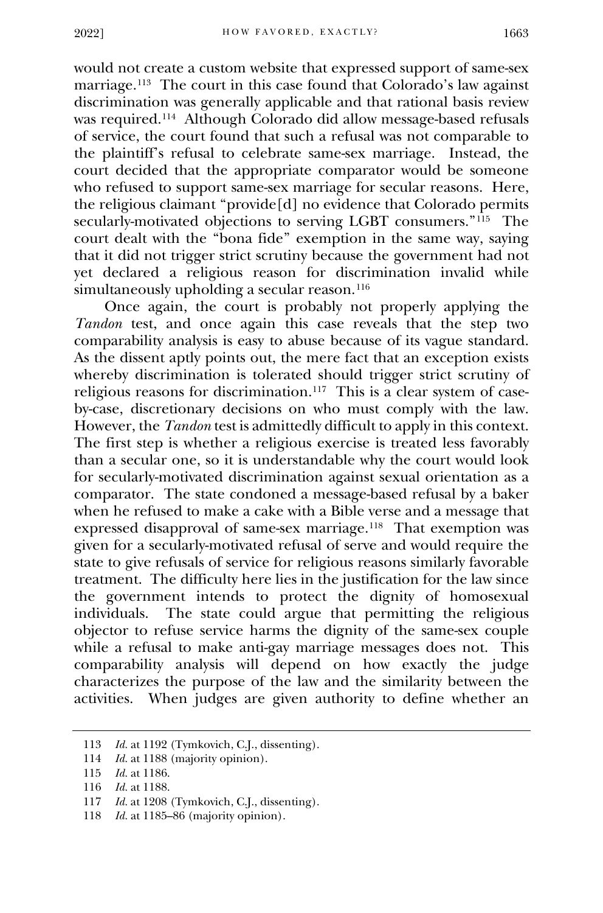would not create a custom website that expressed support of same-sex marriage.[113] The court in this case found that Colorado's law against discrimination was generally applicable and that rational basis review was required.[114] Although Colorado did allow message-based refusals of service, the court found that such a refusal was not comparable to the plaintiff's refusal to celebrate same-sex marriage. Instead, the court decided that the appropriate comparator would be someone who refused to support same-sex marriage for secular reasons. Here, the religious claimant "provide[d] no evidence that Colorado permits secularly-motivated objections to serving LGBT consumers."[115] The court dealt with the "bona fide" exemption in the same way, saying that it did not trigger strict scrutiny because the government had not yet declared a religious reason for discrimination invalid while simultaneously upholding a secular reason.[116]

Once again, the court is probably not properly applying the *Tandon* test, and once again this case reveals that the step two comparability analysis is easy to abuse because of its vague standard. As the dissent aptly points out, the mere fact that an exception exists whereby discrimination is tolerated should trigger strict scrutiny of religious reasons for discrimination.[117] This is a clear system of case-by-case, discretionary decisions on who must comply with the law. However, the *Tandon* test is admittedly difficult to apply in this context. The first step is whether a religious exercise is treated less favorably than a secular one, so it is understandable why the court would look for secularly-motivated discrimination against sexual orientation as a comparator. The state condoned a message-based refusal by a baker when he refused to make a cake with a Bible verse and a message that expressed disapproval of same-sex marriage.[118] That exemption was given for a secularly-motivated refusal of serve and would require the state to give refusals of service for religious reasons similarly favorable treatment. The difficulty here lies in the justification for the law since the government intends to protect the dignity of homosexual individuals. The state could argue that permitting the religious objector to refuse service harms the dignity of the same-sex couple while a refusal to make anti-gay marriage messages does not. This comparability analysis will depend on how exactly the judge characterizes the purpose of the law and the similarity between the activities. When judges are given authority to define whether an

---

113 *Id.* at 1192 (Tymkovich, C.J., dissenting).

114 *Id.* at 1188 (majority opinion).

115 *Id.* at 1186.

116 *Id.* at 1188.

117 *Id.* at 1208 (Tymkovich, C.J., dissenting).

118 *Id.* at 1185–86 (majority opinion).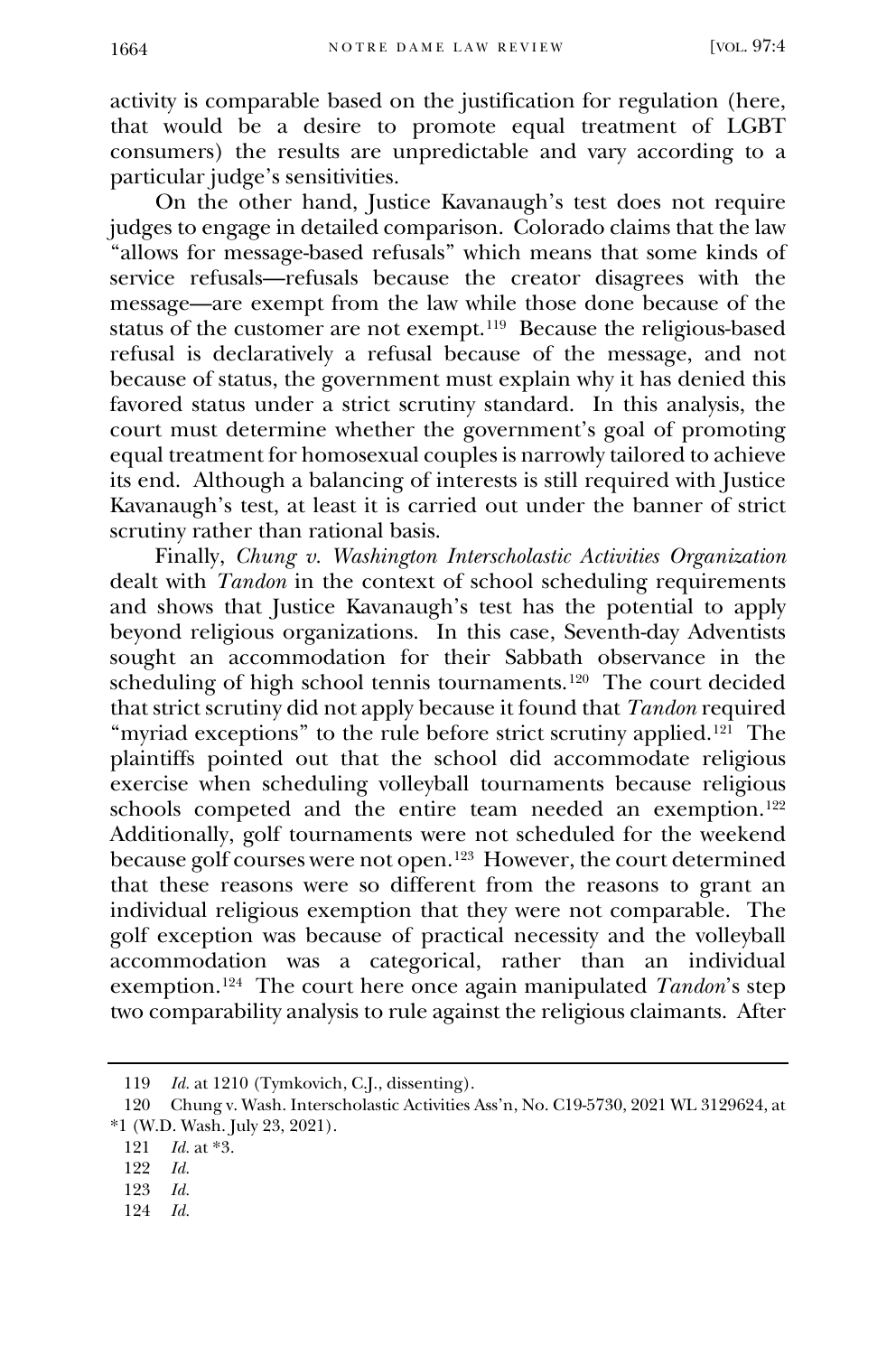activity is comparable based on the justification for regulation (here, that would be a desire to promote equal treatment of LGBT consumers) the results are unpredictable and vary according to a particular judge's sensitivities.

On the other hand, Justice Kavanaugh's test does not require judges to engage in detailed comparison. Colorado claims that the law "allows for message-based refusals" which means that some kinds of service refusals—refusals because the creator disagrees with the message—are exempt from the law while those done because of the status of the customer are not exempt.[119] Because the religious-based refusal is declaratively a refusal because of the message, and not because of status, the government must explain why it has denied this favored status under a strict scrutiny standard. In this analysis, the court must determine whether the government's goal of promoting equal treatment for homosexual couples is narrowly tailored to achieve its end. Although a balancing of interests is still required with Justice Kavanaugh's test, at least it is carried out under the banner of strict scrutiny rather than rational basis.

Finally, *Chung v. Washington Interscholastic Activities Organization* dealt with *Tandon* in the context of school scheduling requirements and shows that Justice Kavanaugh's test has the potential to apply beyond religious organizations. In this case, Seventh-day Adventists sought an accommodation for their Sabbath observance in the scheduling of high school tennis tournaments.[120] The court decided that strict scrutiny did not apply because it found that *Tandon* required "myriad exceptions" to the rule before strict scrutiny applied.[121] The plaintiffs pointed out that the school did accommodate religious exercise when scheduling volleyball tournaments because religious schools competed and the entire team needed an exemption.[122] Additionally, golf tournaments were not scheduled for the weekend because golf courses were not open.[123] However, the court determined that these reasons were so different from the reasons to grant an individual religious exemption that they were not comparable. The golf exception was because of practical necessity and the volleyball accommodation was a categorical, rather than an individual exemption.[124] The court here once again manipulated *Tandon*'s step two comparability analysis to rule against the religious claimants. After

---

119 *Id.* at 1210 (Tymkovich, C.J., dissenting).

120 Chung v. Wash. Interscholastic Activities Ass'n, No. C19-5730, 2021 WL 3129624, at *1 (W.D. Wash. July 23, 2021).

121 *Id.* at *3.

122 *Id.*

123 *Id.*

124 *Id.*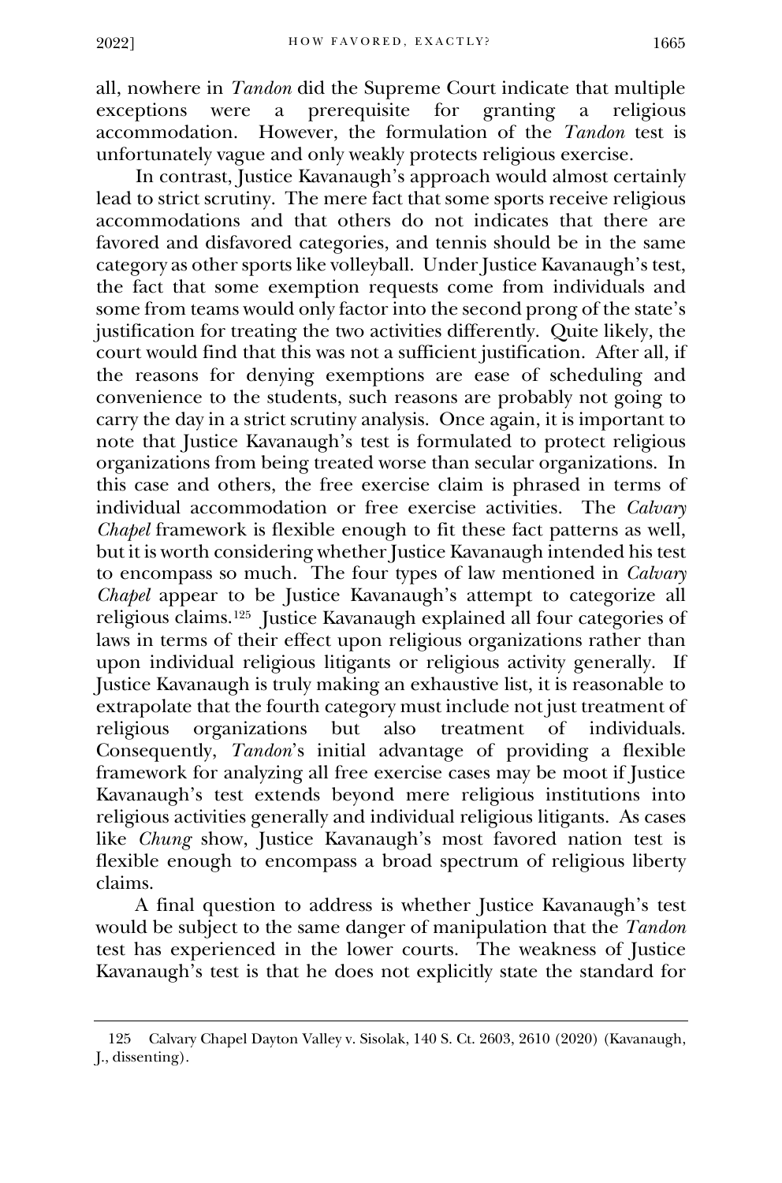all, nowhere in *Tandon* did the Supreme Court indicate that multiple exceptions were a prerequisite for granting a religious accommodation. However, the formulation of the *Tandon* test is unfortunately vague and only weakly protects religious exercise.

In contrast, Justice Kavanaugh's approach would almost certainly lead to strict scrutiny. The mere fact that some sports receive religious accommodations and that others do not indicates that there are favored and disfavored categories, and tennis should be in the same category as other sports like volleyball. Under Justice Kavanaugh's test, the fact that some exemption requests come from individuals and some from teams would only factor into the second prong of the state's justification for treating the two activities differently. Quite likely, the court would find that this was not a sufficient justification. After all, if the reasons for denying exemptions are ease of scheduling and convenience to the students, such reasons are probably not going to carry the day in a strict scrutiny analysis. Once again, it is important to note that Justice Kavanaugh's test is formulated to protect religious organizations from being treated worse than secular organizations. In this case and others, the free exercise claim is phrased in terms of individual accommodation or free exercise activities. The *Calvary Chapel* framework is flexible enough to fit these fact patterns as well, but it is worth considering whether Justice Kavanaugh intended his test to encompass so much. The four types of law mentioned in *Calvary Chapel* appear to be Justice Kavanaugh's attempt to categorize all religious claims.[125] Justice Kavanaugh explained all four categories of laws in terms of their effect upon religious organizations rather than upon individual religious litigants or religious activity generally. If Justice Kavanaugh is truly making an exhaustive list, it is reasonable to extrapolate that the fourth category must include not just treatment of religious organizations but also treatment of individuals. Consequently, *Tandon*'s initial advantage of providing a flexible framework for analyzing all free exercise cases may be moot if Justice Kavanaugh's test extends beyond mere religious institutions into religious activities generally and individual religious litigants. As cases like *Chung* show, Justice Kavanaugh's most favored nation test is flexible enough to encompass a broad spectrum of religious liberty claims.

A final question to address is whether Justice Kavanaugh's test would be subject to the same danger of manipulation that the *Tandon* test has experienced in the lower courts. The weakness of Justice Kavanaugh's test is that he does not explicitly state the standard for

---

125 Calvary Chapel Dayton Valley v. Sisolak, 140 S. Ct. 2603, 2610 (2020) (Kavanaugh, J., dissenting).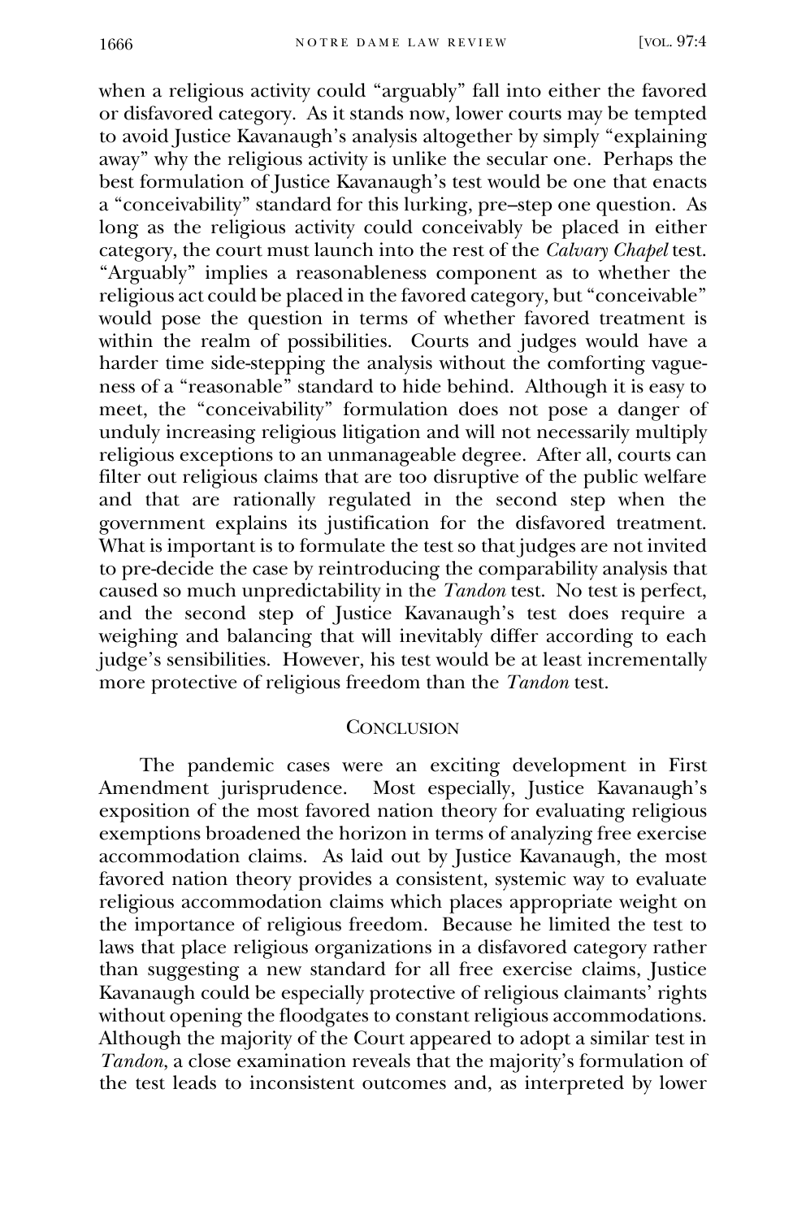when a religious activity could "arguably" fall into either the favored or disfavored category. As it stands now, lower courts may be tempted to avoid Justice Kavanaugh's analysis altogether by simply "explaining away" why the religious activity is unlike the secular one. Perhaps the best formulation of Justice Kavanaugh's test would be one that enacts a "conceivability" standard for this lurking, pre–step one question. As long as the religious activity could conceivably be placed in either category, the court must launch into the rest of the *Calvary Chapel* test. "Arguably" implies a reasonableness component as to whether the religious act could be placed in the favored category, but "conceivable" would pose the question in terms of whether favored treatment is within the realm of possibilities. Courts and judges would have a harder time side-stepping the analysis without the comforting vagueness of a "reasonable" standard to hide behind. Although it is easy to meet, the "conceivability" formulation does not pose a danger of unduly increasing religious litigation and will not necessarily multiply religious exceptions to an unmanageable degree. After all, courts can filter out religious claims that are too disruptive of the public welfare and that are rationally regulated in the second step when the government explains its justification for the disfavored treatment. What is important is to formulate the test so that judges are not invited to pre-decide the case by reintroducing the comparability analysis that caused so much unpredictability in the *Tandon* test. No test is perfect, and the second step of Justice Kavanaugh's test does require a weighing and balancing that will inevitably differ according to each judge's sensibilities. However, his test would be at least incrementally more protective of religious freedom than the *Tandon* test.

## Conclusion

The pandemic cases were an exciting development in First Amendment jurisprudence. Most especially, Justice Kavanaugh's exposition of the most favored nation theory for evaluating religious exemptions broadened the horizon in terms of analyzing free exercise accommodation claims. As laid out by Justice Kavanaugh, the most favored nation theory provides a consistent, systemic way to evaluate religious accommodation claims which places appropriate weight on the importance of religious freedom. Because he limited the test to laws that place religious organizations in a disfavored category rather than suggesting a new standard for all free exercise claims, Justice Kavanaugh could be especially protective of religious claimants' rights without opening the floodgates to constant religious accommodations. Although the majority of the Court appeared to adopt a similar test in *Tandon*, a close examination reveals that the majority's formulation of the test leads to inconsistent outcomes and, as interpreted by lower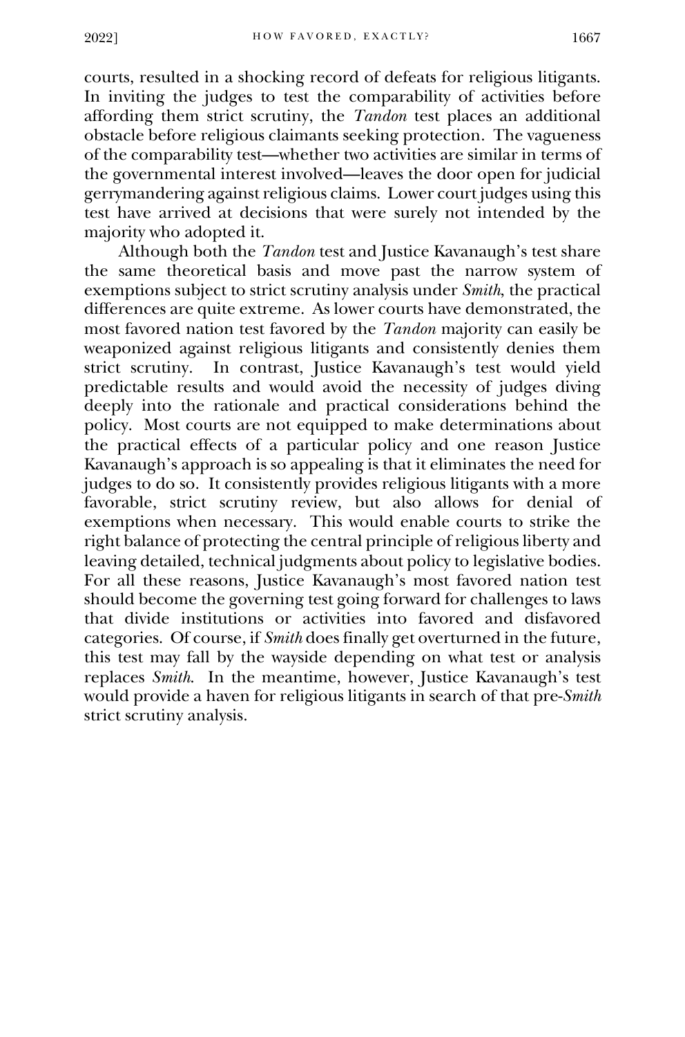courts, resulted in a shocking record of defeats for religious litigants. In inviting the judges to test the comparability of activities before affording them strict scrutiny, the *Tandon* test places an additional obstacle before religious claimants seeking protection. The vagueness of the comparability test—whether two activities are similar in terms of the governmental interest involved—leaves the door open for judicial gerrymandering against religious claims. Lower court judges using this test have arrived at decisions that were surely not intended by the majority who adopted it.

Although both the *Tandon* test and Justice Kavanaugh's test share the same theoretical basis and move past the narrow system of exemptions subject to strict scrutiny analysis under *Smith*, the practical differences are quite extreme. As lower courts have demonstrated, the most favored nation test favored by the *Tandon* majority can easily be weaponized against religious litigants and consistently denies them strict scrutiny. In contrast, Justice Kavanaugh's test would yield predictable results and would avoid the necessity of judges diving deeply into the rationale and practical considerations behind the policy. Most courts are not equipped to make determinations about the practical effects of a particular policy and one reason Justice Kavanaugh's approach is so appealing is that it eliminates the need for judges to do so. It consistently provides religious litigants with a more favorable, strict scrutiny review, but also allows for denial of exemptions when necessary. This would enable courts to strike the right balance of protecting the central principle of religious liberty and leaving detailed, technical judgments about policy to legislative bodies. For all these reasons, Justice Kavanaugh's most favored nation test should become the governing test going forward for challenges to laws that divide institutions or activities into favored and disfavored categories. Of course, if *Smith* does finally get overturned in the future, this test may fall by the wayside depending on what test or analysis replaces *Smith*. In the meantime, however, Justice Kavanaugh's test would provide a haven for religious litigants in search of that pre-*Smith* strict scrutiny analysis.